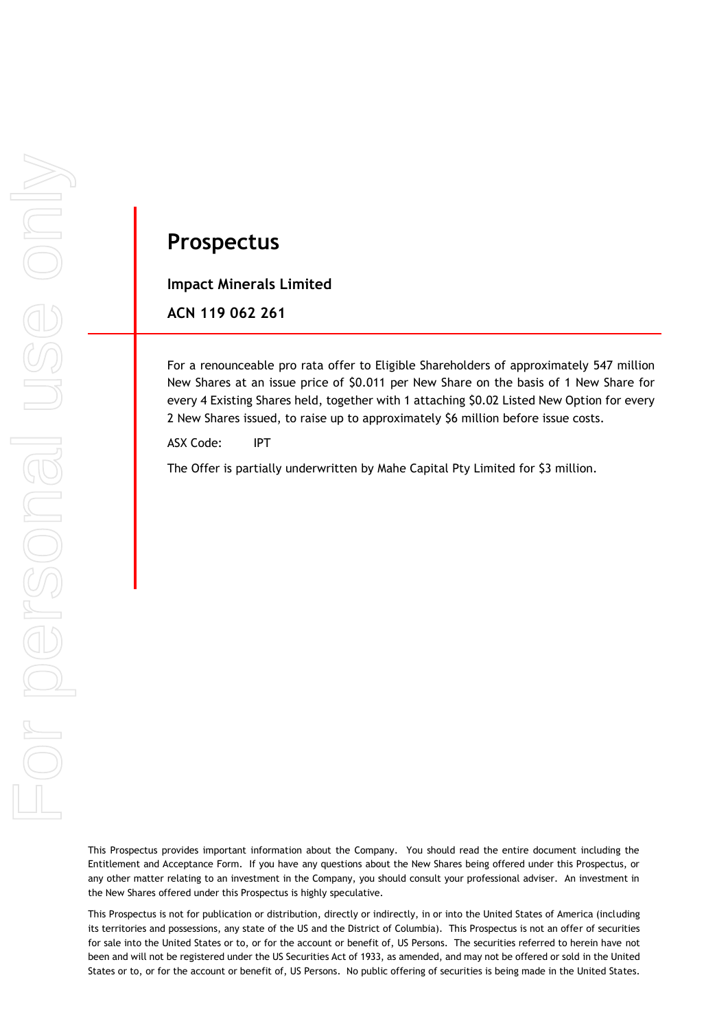# Prospectus

**Impact Minerals Limited**

**ACN 119 062 261**

For a renounceable pro rata offer to Eligible Shareholders of approximately 547 million New Shares at an issue price of $0.011 per New Share on the basis of 1 New Share for every 4 Existing Shares held, together with 1 attaching $0.02 Listed New Option for every 2 New Shares issued, to raise up to approximately $6 million before issue costs.

ASX Code: IPT

The Offer is partially underwritten by Mahe Capital Pty Limited for $3 million.

This Prospectus provides important information about the Company. You should read the entire document including the Entitlement and Acceptance Form. If you have any questions about the New Shares being offered under this Prospectus, or any other matter relating to an investment in the Company, you should consult your professional adviser. An investment in the New Shares offered under this Prospectus is highly speculative.

This Prospectus is not for publication or distribution, directly or indirectly, in or into the United States of America (including its territories and possessions, any state of the US and the District of Columbia). This Prospectus is not an offer of securities for sale into the United States or to, or for the account or benefit of, US Persons. The securities referred to herein have not been and will not be registered under the US Securities Act of 1933, as amended, and may not be offered or sold in the United States or to, or for the account or benefit of, US Persons. No public offering of securities is being made in the United States.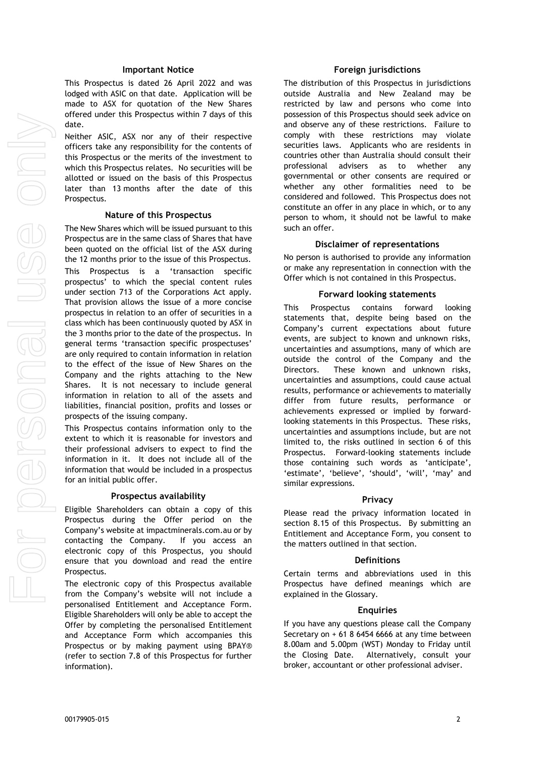## Important Notice

This Prospectus is dated 26 April 2022 and was lodged with ASIC on that date. Application will be made to ASX for quotation of the New Shares offered under this Prospectus within 7 days of this date.

Neither ASIC, ASX nor any of their respective officers take any responsibility for the contents of this Prospectus or the merits of the investment to which this Prospectus relates. No securities will be allotted or issued on the basis of this Prospectus later than 13 months after the date of this Prospectus.

## Nature of this Prospectus

The New Shares which will be issued pursuant to this Prospectus are in the same class of Shares that have been quoted on the official list of the ASX during the 12 months prior to the issue of this Prospectus.

This Prospectus is a 'transaction specific prospectus' to which the special content rules under section 713 of the Corporations Act apply. That provision allows the issue of a more concise prospectus in relation to an offer of securities in a class which has been continuously quoted by ASX in the 3 months prior to the date of the prospectus. In general terms 'transaction specific prospectuses' are only required to contain information in relation to the effect of the issue of New Shares on the Company and the rights attaching to the New Shares. It is not necessary to include general information in relation to all of the assets and liabilities, financial position, profits and losses or prospects of the issuing company.

This Prospectus contains information only to the extent to which it is reasonable for investors and their professional advisers to expect to find the information in it. It does not include all of the information that would be included in a prospectus for an initial public offer.

## Prospectus availability

Eligible Shareholders can obtain a copy of this Prospectus during the Offer period on the Company's website at impactminerals.com.au or by contacting the Company. If you access an electronic copy of this Prospectus, you should ensure that you download and read the entire Prospectus.

The electronic copy of this Prospectus available from the Company's website will not include a personalised Entitlement and Acceptance Form. Eligible Shareholders will only be able to accept the Offer by completing the personalised Entitlement and Acceptance Form which accompanies this Prospectus or by making payment using BPAY® (refer to section 7.8 of this Prospectus for further information).

## Foreign jurisdictions

The distribution of this Prospectus in jurisdictions outside Australia and New Zealand may be restricted by law and persons who come into possession of this Prospectus should seek advice on and observe any of these restrictions. Failure to comply with these restrictions may violate securities laws. Applicants who are residents in countries other than Australia should consult their professional advisers as to whether any governmental or other consents are required or whether any other formalities need to be considered and followed. This Prospectus does not constitute an offer in any place in which, or to any person to whom, it should not be lawful to make such an offer.

## Disclaimer of representations

No person is authorised to provide any information or make any representation in connection with the Offer which is not contained in this Prospectus.

## Forward looking statements

This Prospectus contains forward looking statements that, despite being based on the Company's current expectations about future events, are subject to known and unknown risks, uncertainties and assumptions, many of which are outside the control of the Company and the Directors. These known and unknown risks, uncertainties and assumptions, could cause actual results, performance or achievements to materially differ from future results, performance or achievements expressed or implied by forward-looking statements in this Prospectus. These risks, uncertainties and assumptions include, but are not limited to, the risks outlined in section 6 of this Prospectus. Forward-looking statements include those containing such words as 'anticipate', 'estimate', 'believe', 'should', 'will', 'may' and similar expressions.

## Privacy

Please read the privacy information located in section 8.15 of this Prospectus. By submitting an Entitlement and Acceptance Form, you consent to the matters outlined in that section.

## Definitions

Certain terms and abbreviations used in this Prospectus have defined meanings which are explained in the Glossary.

## Enquiries

If you have any questions please call the Company Secretary on + 61 8 6454 6666 at any time between 8.00am and 5.00pm (WST) Monday to Friday until the Closing Date. Alternatively, consult your broker, accountant or other professional adviser.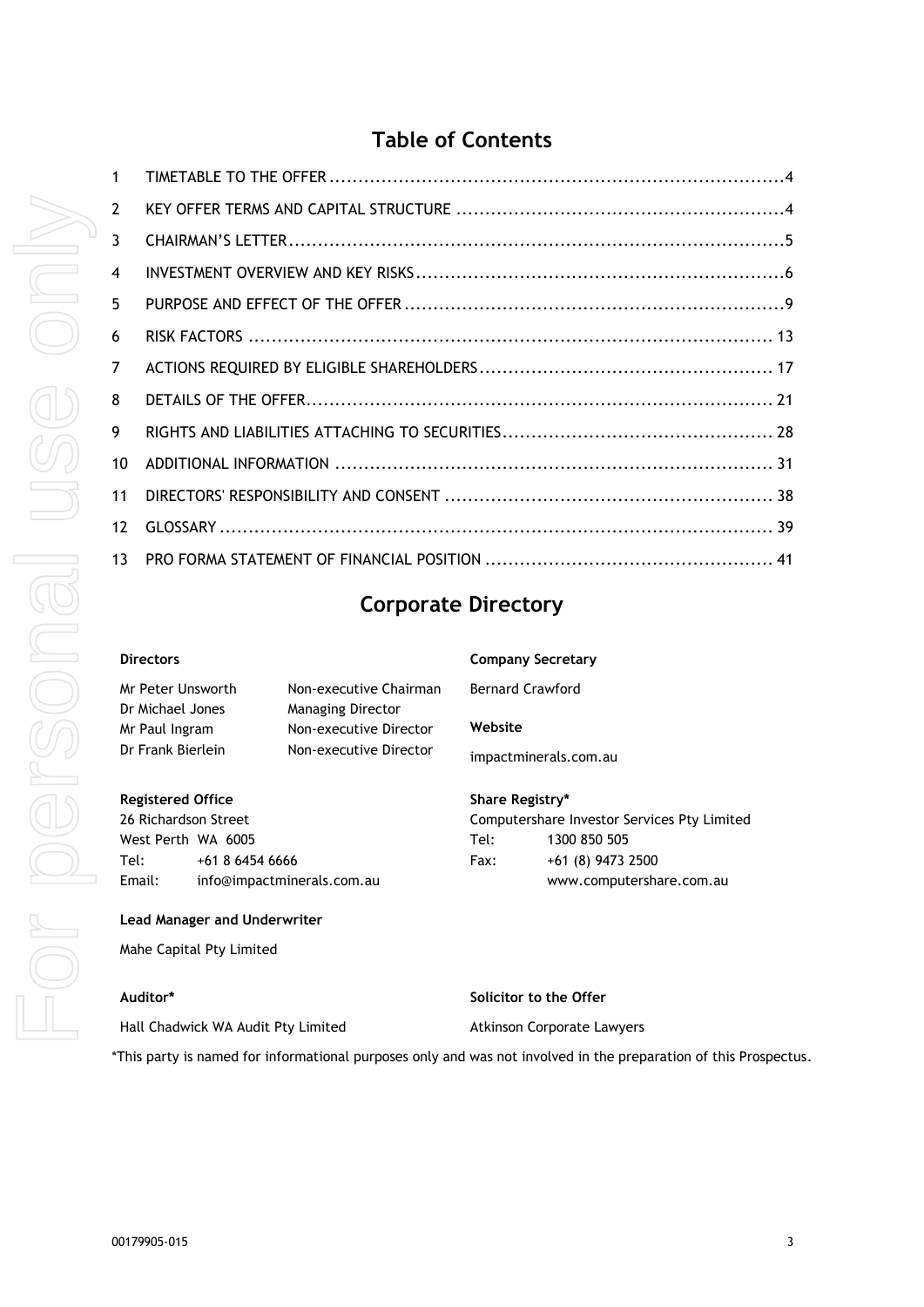## Table of Contents

| | | |
|---|---|---|
| 1 | TIMETABLE TO THE OFFER | 4 |
| 2 | KEY OFFER TERMS AND CAPITAL STRUCTURE | 4 |
| 3 | CHAIRMAN'S LETTER | 5 |
| 4 | INVESTMENT OVERVIEW AND KEY RISKS | 6 |
| 5 | PURPOSE AND EFFECT OF THE OFFER | 9 |
| 6 | RISK FACTORS | 13 |
| 7 | ACTIONS REQUIRED BY ELIGIBLE SHAREHOLDERS | 17 |
| 8 | DETAILS OF THE OFFER | 21 |
| 9 | RIGHTS AND LIABILITIES ATTACHING TO SECURITIES | 28 |
| 10 | ADDITIONAL INFORMATION | 31 |
| 11 | DIRECTORS' RESPONSIBILITY AND CONSENT | 38 |
| 12 | GLOSSARY | 39 |
| 13 | PRO FORMA STATEMENT OF FINANCIAL POSITION | 41 |

## Corporate Directory

**Directors**

| | |
|---|---|
| Mr Peter Unsworth | Non-executive Chairman |
| Dr Michael Jones | Managing Director |
| Mr Paul Ingram | Non-executive Director |
| Dr Frank Bierlein | Non-executive Director |

**Company Secretary**

Bernard Crawford

**Website**

impactminerals.com.au

**Registered Office**

26 Richardson Street
West Perth WA 6005
Tel: +61 8 6454 6666
Email: info@impactminerals.com.au

**Share Registry***

Computershare Investor Services Pty Limited
Tel: 1300 850 505
Fax: +61 (8) 9473 2500
www.computershare.com.au

**Lead Manager and Underwriter**

Mahe Capital Pty Limited

**Auditor***

Hall Chadwick WA Audit Pty Limited

**Solicitor to the Offer**

Atkinson Corporate Lawyers

*This party is named for informational purposes only and was not involved in the preparation of this Prospectus.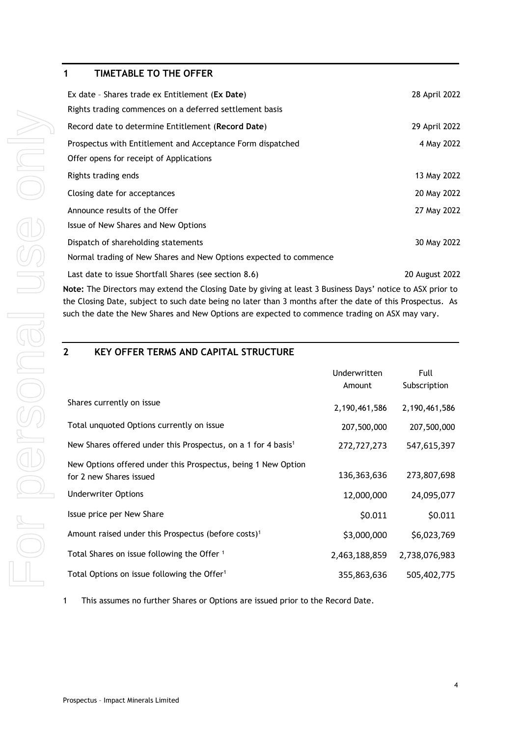## 1 TIMETABLE TO THE OFFER

| | |
|---|---|
| Ex date – Shares trade ex Entitlement (**Ex Date**) <br> Rights trading commences on a deferred settlement basis | 28 April 2022 |
| Record date to determine Entitlement (**Record Date**) | 29 April 2022 |
| Prospectus with Entitlement and Acceptance Form dispatched <br> Offer opens for receipt of Applications | 4 May 2022 |
| Rights trading ends | 13 May 2022 |
| Closing date for acceptances | 20 May 2022 |
| Announce results of the Offer <br> Issue of New Shares and New Options | 27 May 2022 |
| Dispatch of shareholding statements <br> Normal trading of New Shares and New Options expected to commence | 30 May 2022 |
| Last date to issue Shortfall Shares (see section 8.6) | 20 August 2022 |

**Note:** The Directors may extend the Closing Date by giving at least 3 Business Days' notice to ASX prior to the Closing Date, subject to such date being no later than 3 months after the date of this Prospectus. As such the date the New Shares and New Options are expected to commence trading on ASX may vary.

## 2 KEY OFFER TERMS AND CAPITAL STRUCTURE

| | Underwritten Amount | Full Subscription |
|---|---|---|
| Shares currently on issue | 2,190,461,586 | 2,190,461,586 |
| Total unquoted Options currently on issue | 207,500,000 | 207,500,000 |
| New Shares offered under this Prospectus, on a 1 for 4 basis[1] | 272,727,273 | 547,615,397 |
| New Options offered under this Prospectus, being 1 New Option for 2 new Shares issued | 136,363,636 | 273,807,698 |
| Underwriter Options | 12,000,000 | 24,095,077 |
| Issue price per New Share | $0.011 | $0.011 |
| Amount raised under this Prospectus (before costs)[1] | $3,000,000 | $6,023,769 |
| Total Shares on issue following the Offer [1] | 2,463,188,859 | 2,738,076,983 |
| Total Options on issue following the Offer[1] | 355,863,636 | 505,402,775 |

1 This assumes no further Shares or Options are issued prior to the Record Date.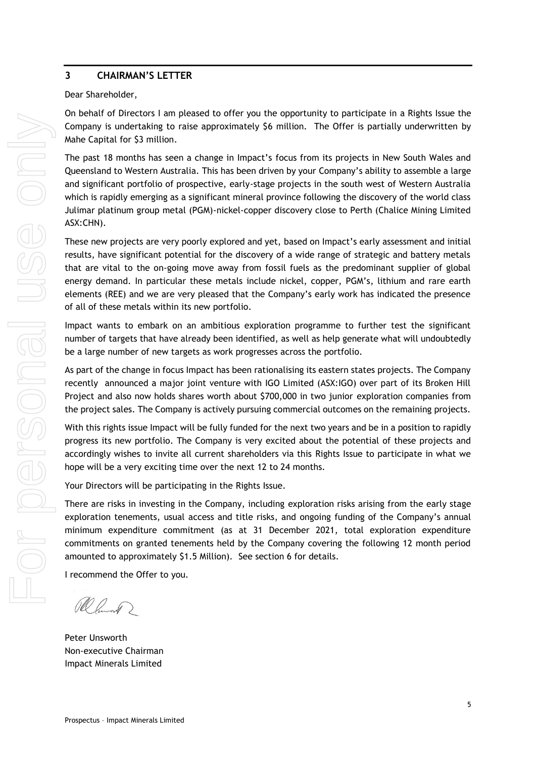## 3 CHAIRMAN'S LETTER

Dear Shareholder,

On behalf of Directors I am pleased to offer you the opportunity to participate in a Rights Issue the Company is undertaking to raise approximately $6 million. The Offer is partially underwritten by Mahe Capital for $3 million.

The past 18 months has seen a change in Impact's focus from its projects in New South Wales and Queensland to Western Australia. This has been driven by your Company's ability to assemble a large and significant portfolio of prospective, early-stage projects in the south west of Western Australia which is rapidly emerging as a significant mineral province following the discovery of the world class Julimar platinum group metal (PGM)-nickel-copper discovery close to Perth (Chalice Mining Limited ASX:CHN).

These new projects are very poorly explored and yet, based on Impact's early assessment and initial results, have significant potential for the discovery of a wide range of strategic and battery metals that are vital to the on-going move away from fossil fuels as the predominant supplier of global energy demand. In particular these metals include nickel, copper, PGM's, lithium and rare earth elements (REE) and we are very pleased that the Company's early work has indicated the presence of all of these metals within its new portfolio.

Impact wants to embark on an ambitious exploration programme to further test the significant number of targets that have already been identified, as well as help generate what will undoubtedly be a large number of new targets as work progresses across the portfolio.

As part of the change in focus Impact has been rationalising its eastern states projects. The Company recently announced a major joint venture with IGO Limited (ASX:IGO) over part of its Broken Hill Project and also now holds shares worth about $700,000 in two junior exploration companies from the project sales. The Company is actively pursuing commercial outcomes on the remaining projects.

With this rights issue Impact will be fully funded for the next two years and be in a position to rapidly progress its new portfolio. The Company is very excited about the potential of these projects and accordingly wishes to invite all current shareholders via this Rights Issue to participate in what we hope will be a very exciting time over the next 12 to 24 months.

Your Directors will be participating in the Rights Issue.

There are risks in investing in the Company, including exploration risks arising from the early stage exploration tenements, usual access and title risks, and ongoing funding of the Company's annual minimum expenditure commitment (as at 31 December 2021, total exploration expenditure commitments on granted tenements held by the Company covering the following 12 month period amounted to approximately $1.5 Million). See section 6 for details.

I recommend the Offer to you.

Peter Unsworth
Non-executive Chairman
Impact Minerals Limited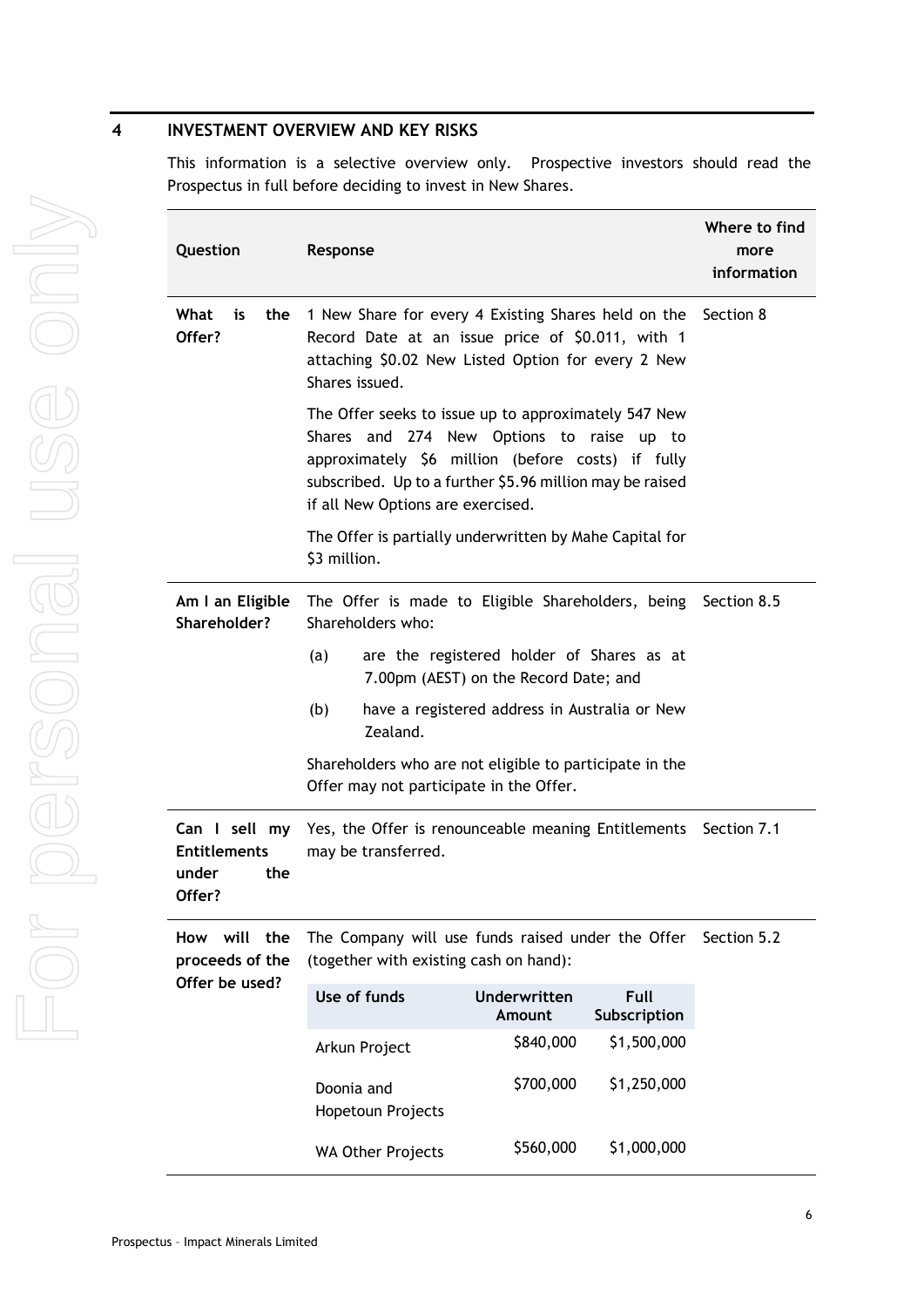# 4 INVESTMENT OVERVIEW AND KEY RISKS

This information is a selective overview only. Prospective investors should read the Prospectus in full before deciding to invest in New Shares.

| Question | Response | Where to find more information |
|---|---|---|
| **What is the Offer?** | 1 New Share for every 4 Existing Shares held on the Record Date at an issue price of $0.011, with 1 attaching $0.02 New Listed Option for every 2 New Shares issued.<br><br>The Offer seeks to issue up to approximately 547 New Shares and 274 New Options to raise up to approximately $6 million (before costs) if fully subscribed. Up to a further $5.96 million may be raised if all New Options are exercised.<br><br>The Offer is partially underwritten by Mahe Capital for $3 million. | Section 8 |
| **Am I an Eligible Shareholder?** | The Offer is made to Eligible Shareholders, being Shareholders who:<br>(a) are the registered holder of Shares as at 7.00pm (AEST) on the Record Date; and<br>(b) have a registered address in Australia or New Zealand.<br><br>Shareholders who are not eligible to participate in the Offer may not participate in the Offer. | Section 8.5 |
| **Can I sell my Entitlements under the Offer?** | Yes, the Offer is renounceable meaning Entitlements may be transferred. | Section 7.1 |
| **How will the proceeds of the Offer be used?** | The Company will use funds raised under the Offer (together with existing cash on hand): | Section 5.2 |

| Use of funds | Underwritten Amount | Full Subscription |
|---|---|---|
| Arkun Project | $840,000 | $1,500,000 |
| Doonia and Hopetoun Projects | $700,000 | $1,250,000 |
| WA Other Projects | $560,000 | $1,000,000 |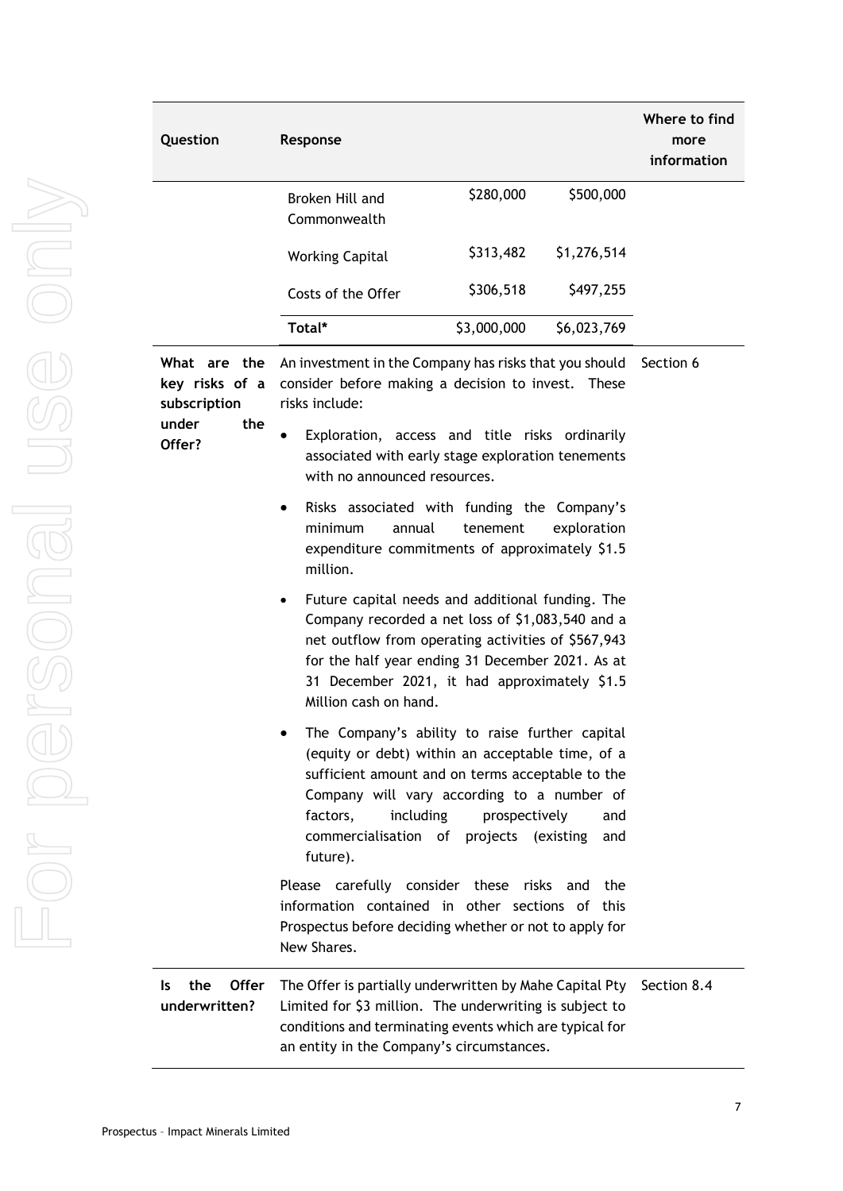| Question | Response | | | Where to find more information |
|---|---|---|---|---|
| | Broken Hill and Commonwealth | $280,000 | $500,000 | |
| | Working Capital | $313,482 | $1,276,514 | |
| | Costs of the Offer | $306,518 | $497,255 | |
| | **Total*** | $3,000,000 | $6,023,769 | |
| **What are the key risks of a subscription under the Offer?** | An investment in the Company has risks that you should consider before making a decision to invest. These risks include:<br>• Exploration, access and title risks ordinarily associated with early stage exploration tenements with no announced resources.<br>• Risks associated with funding the Company's minimum annual tenement exploration expenditure commitments of approximately $1.5 million.<br>• Future capital needs and additional funding. The Company recorded a net loss of $1,083,540 and a net outflow from operating activities of $567,943 for the half year ending 31 December 2021. As at 31 December 2021, it had approximately $1.5 Million cash on hand.<br>• The Company's ability to raise further capital (equity or debt) within an acceptable time, of a sufficient amount and on terms acceptable to the Company will vary according to a number of factors, including prospectively and commercialisation of projects (existing and future).<br>Please carefully consider these risks and the information contained in other sections of this Prospectus before deciding whether or not to apply for New Shares. | | | Section 6 |
| **Is the Offer underwritten?** | The Offer is partially underwritten by Mahe Capital Pty Limited for $3 million. The underwriting is subject to conditions and terminating events which are typical for an entity in the Company's circumstances. | | | Section 8.4 |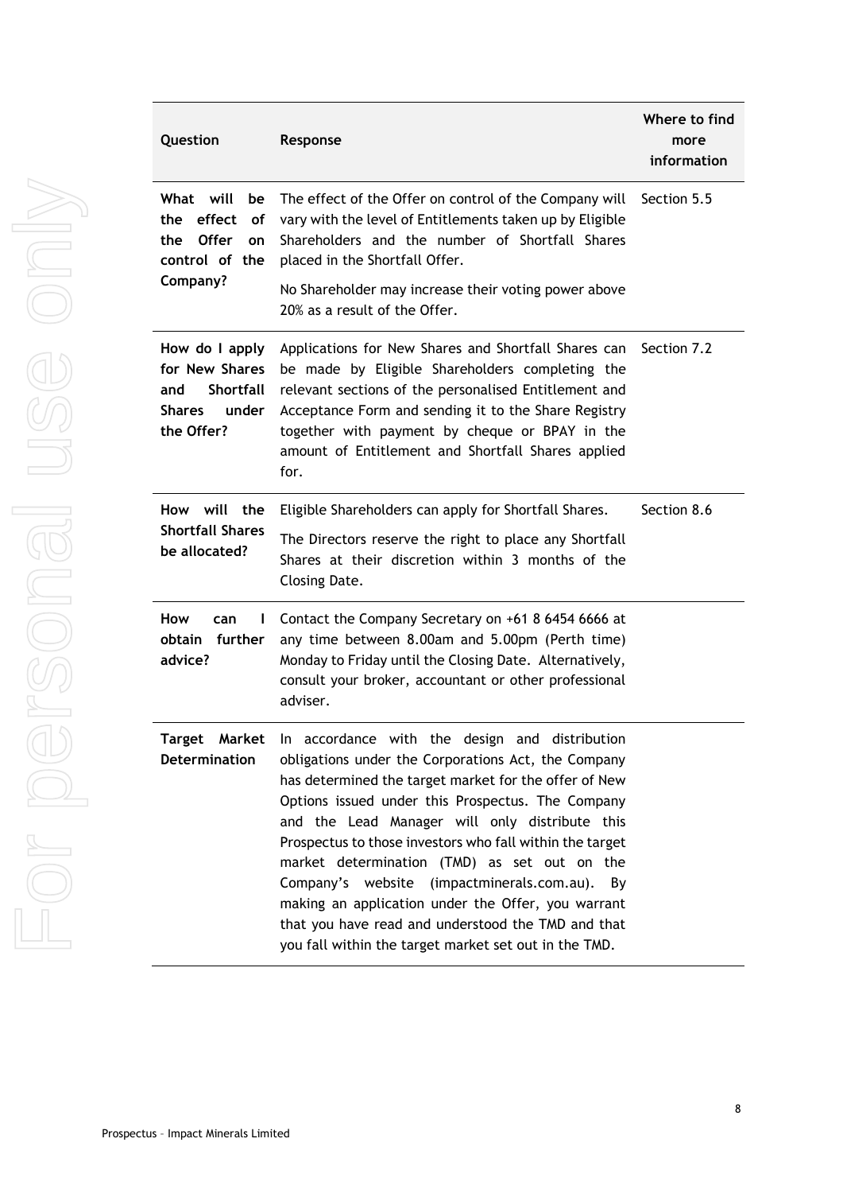| Question | Response | Where to find more information |
|---|---|---|
| **What will be the effect of the Offer on control of the Company?** | The effect of the Offer on control of the Company will vary with the level of Entitlements taken up by Eligible Shareholders and the number of Shortfall Shares placed in the Shortfall Offer.<br><br>No Shareholder may increase their voting power above 20% as a result of the Offer. | Section 5.5 |
| **How do I apply for New Shares and Shortfall Shares under the Offer?** | Applications for New Shares and Shortfall Shares can be made by Eligible Shareholders completing the relevant sections of the personalised Entitlement and Acceptance Form and sending it to the Share Registry together with payment by cheque or BPAY in the amount of Entitlement and Shortfall Shares applied for. | Section 7.2 |
| **How will the Shortfall Shares be allocated?** | Eligible Shareholders can apply for Shortfall Shares.<br><br>The Directors reserve the right to place any Shortfall Shares at their discretion within 3 months of the Closing Date. | Section 8.6 |
| **How can I obtain further advice?** | Contact the Company Secretary on +61 8 6454 6666 at any time between 8.00am and 5.00pm (Perth time) Monday to Friday until the Closing Date. Alternatively, consult your broker, accountant or other professional adviser. | |
| **Target Market Determination** | In accordance with the design and distribution obligations under the Corporations Act, the Company has determined the target market for the offer of New Options issued under this Prospectus. The Company and the Lead Manager will only distribute this Prospectus to those investors who fall within the target market determination (TMD) as set out on the Company's website (impactminerals.com.au). By making an application under the Offer, you warrant that you have read and understood the TMD and that you fall within the target market set out in the TMD. | |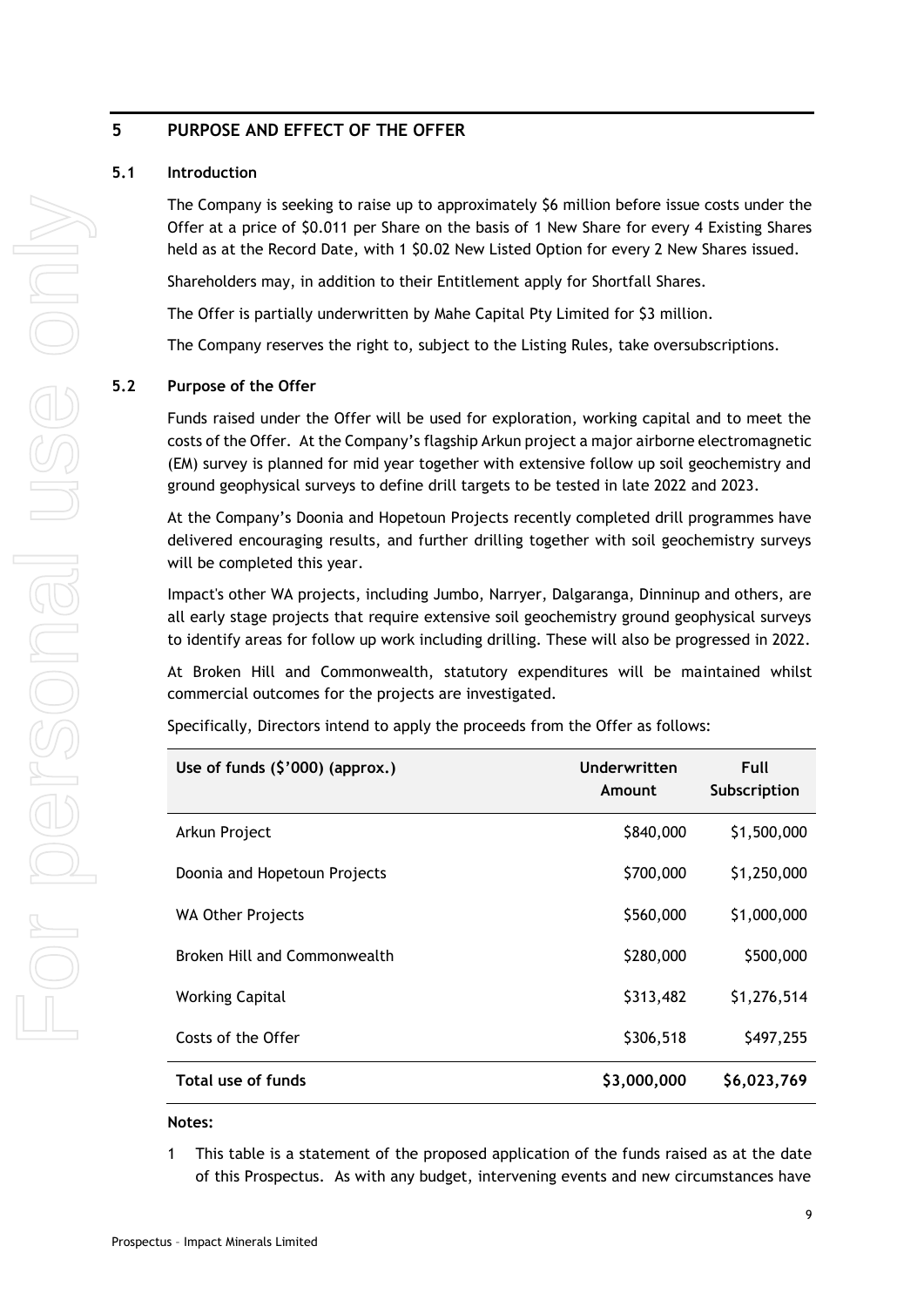## 5 PURPOSE AND EFFECT OF THE OFFER

### 5.1 Introduction

The Company is seeking to raise up to approximately $6 million before issue costs under the Offer at a price of $0.011 per Share on the basis of 1 New Share for every 4 Existing Shares held as at the Record Date, with 1 $0.02 New Listed Option for every 2 New Shares issued.

Shareholders may, in addition to their Entitlement apply for Shortfall Shares.

The Offer is partially underwritten by Mahe Capital Pty Limited for $3 million.

The Company reserves the right to, subject to the Listing Rules, take oversubscriptions.

### 5.2 Purpose of the Offer

Funds raised under the Offer will be used for exploration, working capital and to meet the costs of the Offer. At the Company's flagship Arkun project a major airborne electromagnetic (EM) survey is planned for mid year together with extensive follow up soil geochemistry and ground geophysical surveys to define drill targets to be tested in late 2022 and 2023.

At the Company's Doonia and Hopetoun Projects recently completed drill programmes have delivered encouraging results, and further drilling together with soil geochemistry surveys will be completed this year.

Impact's other WA projects, including Jumbo, Narryer, Dalgaranga, Dinninup and others, are all early stage projects that require extensive soil geochemistry ground geophysical surveys to identify areas for follow up work including drilling. These will also be progressed in 2022.

At Broken Hill and Commonwealth, statutory expenditures will be maintained whilst commercial outcomes for the projects are investigated.

Specifically, Directors intend to apply the proceeds from the Offer as follows:

| Use of funds ($'000) (approx.) | Underwritten Amount | Full Subscription |
|---|---|---|
| Arkun Project | $840,000 | $1,500,000 |
| Doonia and Hopetoun Projects | $700,000 | $1,250,000 |
| WA Other Projects | $560,000 | $1,000,000 |
| Broken Hill and Commonwealth | $280,000 | $500,000 |
| Working Capital | $313,482 | $1,276,514 |
| Costs of the Offer | $306,518 | $497,255 |
| **Total use of funds** | **$3,000,000** | **$6,023,769** |

**Notes:**

1 This table is a statement of the proposed application of the funds raised as at the date of this Prospectus. As with any budget, intervening events and new circumstances have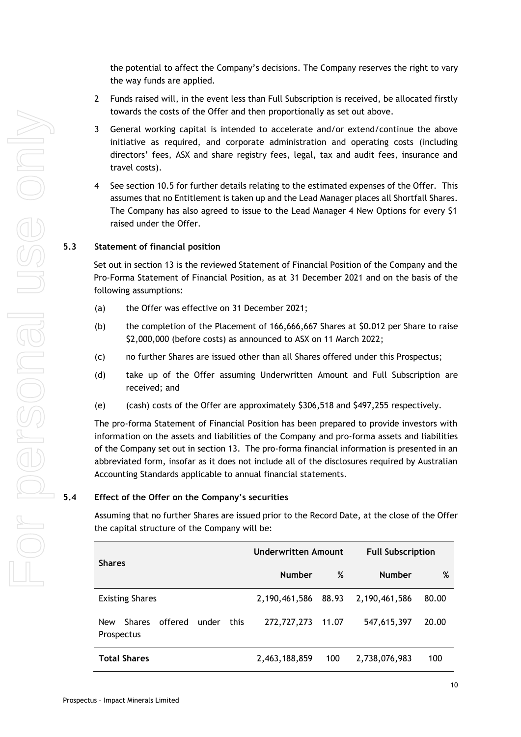the potential to affect the Company's decisions. The Company reserves the right to vary the way funds are applied.

2 Funds raised will, in the event less than Full Subscription is received, be allocated firstly towards the costs of the Offer and then proportionally as set out above.

3 General working capital is intended to accelerate and/or extend/continue the above initiative as required, and corporate administration and operating costs (including directors' fees, ASX and share registry fees, legal, tax and audit fees, insurance and travel costs).

4 See section 10.5 for further details relating to the estimated expenses of the Offer. This assumes that no Entitlement is taken up and the Lead Manager places all Shortfall Shares. The Company has also agreed to issue to the Lead Manager 4 New Options for every $1 raised under the Offer.

## 5.3 Statement of financial position

Set out in section 13 is the reviewed Statement of Financial Position of the Company and the Pro-Forma Statement of Financial Position, as at 31 December 2021 and on the basis of the following assumptions:

(a) the Offer was effective on 31 December 2021;

(b) the completion of the Placement of 166,666,667 Shares at $0.012 per Share to raise $2,000,000 (before costs) as announced to ASX on 11 March 2022;

(c) no further Shares are issued other than all Shares offered under this Prospectus;

(d) take up of the Offer assuming Underwritten Amount and Full Subscription are received; and

(e) (cash) costs of the Offer are approximately $306,518 and $497,255 respectively.

The pro-forma Statement of Financial Position has been prepared to provide investors with information on the assets and liabilities of the Company and pro-forma assets and liabilities of the Company set out in section 13. The pro-forma financial information is presented in an abbreviated form, insofar as it does not include all of the disclosures required by Australian Accounting Standards applicable to annual financial statements.

## 5.4 Effect of the Offer on the Company's securities

Assuming that no further Shares are issued prior to the Record Date, at the close of the Offer the capital structure of the Company will be:

| **Shares** | **Underwritten Amount** | | **Full Subscription** | |
|---|---|---|---|---|
| | **Number** | **%** | **Number** | **%** |
| Existing Shares | 2,190,461,586 | 88.93 | 2,190,461,586 | 80.00 |
| New Shares offered under this Prospectus | 272,727,273 | 11.07 | 547,615,397 | 20.00 |
| **Total Shares** | 2,463,188,859 | 100 | 2,738,076,983 | 100 |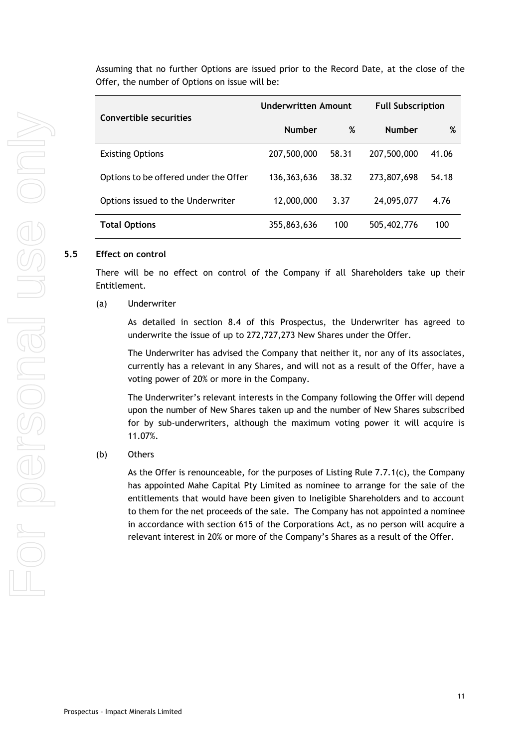Assuming that no further Options are issued prior to the Record Date, at the close of the Offer, the number of Options on issue will be:

| Convertible securities | Underwritten Amount | | Full Subscription | |
|---|---|---|---|---|
| | **Number** | **%** | **Number** | **%** |
| Existing Options | 207,500,000 | 58.31 | 207,500,000 | 41.06 |
| Options to be offered under the Offer | 136,363,636 | 38.32 | 273,807,698 | 54.18 |
| Options issued to the Underwriter | 12,000,000 | 3.37 | 24,095,077 | 4.76 |
| **Total Options** | 355,863,636 | 100 | 505,402,776 | 100 |

## 5.5 Effect on control

There will be no effect on control of the Company if all Shareholders take up their Entitlement.

(a) Underwriter

As detailed in section 8.4 of this Prospectus, the Underwriter has agreed to underwrite the issue of up to 272,727,273 New Shares under the Offer.

The Underwriter has advised the Company that neither it, nor any of its associates, currently has a relevant in any Shares, and will not as a result of the Offer, have a voting power of 20% or more in the Company.

The Underwriter's relevant interests in the Company following the Offer will depend upon the number of New Shares taken up and the number of New Shares subscribed for by sub-underwriters, although the maximum voting power it will acquire is 11.07%.

(b) Others

As the Offer is renounceable, for the purposes of Listing Rule 7.7.1(c), the Company has appointed Mahe Capital Pty Limited as nominee to arrange for the sale of the entitlements that would have been given to Ineligible Shareholders and to account to them for the net proceeds of the sale. The Company has not appointed a nominee in accordance with section 615 of the Corporations Act, as no person will acquire a relevant interest in 20% or more of the Company's Shares as a result of the Offer.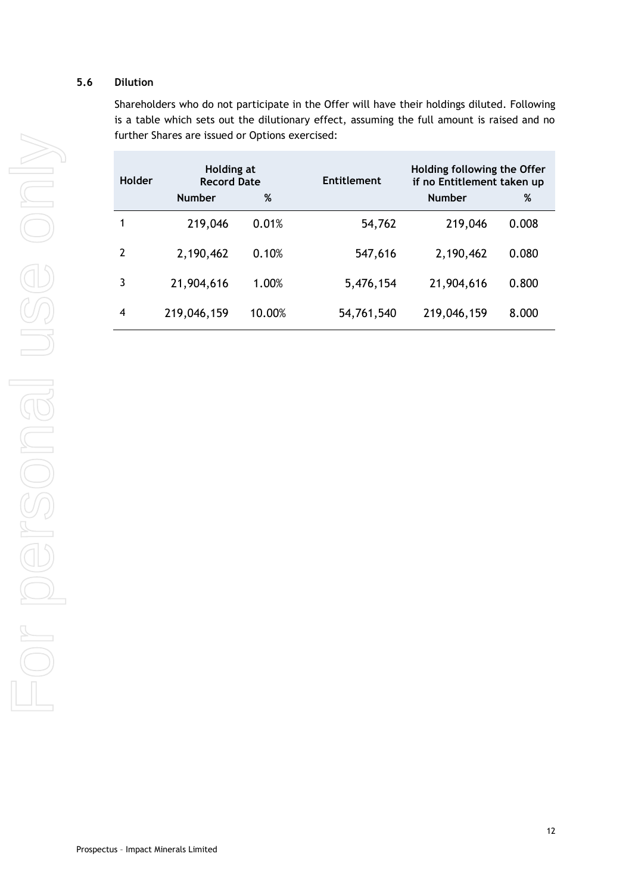## 5.6 Dilution

Shareholders who do not participate in the Offer will have their holdings diluted. Following is a table which sets out the dilutionary effect, assuming the full amount is raised and no further Shares are issued or Options exercised:

| Holder | Holding at Record Date | | Entitlement | Holding following the Offer if no Entitlement taken up | |
|---|---|---|---|---|---|
| | Number | % | | Number | % |
| 1 | 219,046 | 0.01% | 54,762 | 219,046 | 0.008 |
| 2 | 2,190,462 | 0.10% | 547,616 | 2,190,462 | 0.080 |
| 3 | 21,904,616 | 1.00% | 5,476,154 | 21,904,616 | 0.800 |
| 4 | 219,046,159 | 10.00% | 54,761,540 | 219,046,159 | 8.000 |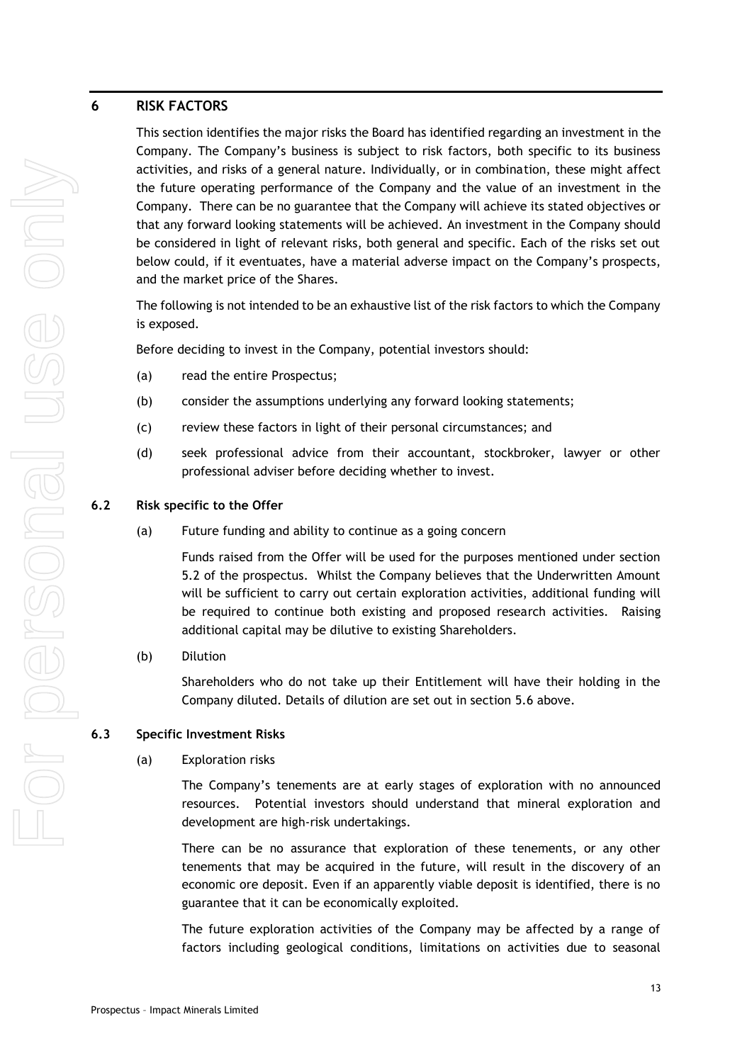# 6 RISK FACTORS

This section identifies the major risks the Board has identified regarding an investment in the Company. The Company's business is subject to risk factors, both specific to its business activities, and risks of a general nature. Individually, or in combination, these might affect the future operating performance of the Company and the value of an investment in the Company. There can be no guarantee that the Company will achieve its stated objectives or that any forward looking statements will be achieved. An investment in the Company should be considered in light of relevant risks, both general and specific. Each of the risks set out below could, if it eventuates, have a material adverse impact on the Company's prospects, and the market price of the Shares.

The following is not intended to be an exhaustive list of the risk factors to which the Company is exposed.

Before deciding to invest in the Company, potential investors should:

(a) read the entire Prospectus;

(b) consider the assumptions underlying any forward looking statements;

(c) review these factors in light of their personal circumstances; and

(d) seek professional advice from their accountant, stockbroker, lawyer or other professional adviser before deciding whether to invest.

## 6.2 Risk specific to the Offer

(a) Future funding and ability to continue as a going concern

Funds raised from the Offer will be used for the purposes mentioned under section 5.2 of the prospectus. Whilst the Company believes that the Underwritten Amount will be sufficient to carry out certain exploration activities, additional funding will be required to continue both existing and proposed research activities. Raising additional capital may be dilutive to existing Shareholders.

(b) Dilution

Shareholders who do not take up their Entitlement will have their holding in the Company diluted. Details of dilution are set out in section 5.6 above.

## 6.3 Specific Investment Risks

(a) Exploration risks

The Company's tenements are at early stages of exploration with no announced resources. Potential investors should understand that mineral exploration and development are high-risk undertakings.

There can be no assurance that exploration of these tenements, or any other tenements that may be acquired in the future, will result in the discovery of an economic ore deposit. Even if an apparently viable deposit is identified, there is no guarantee that it can be economically exploited.

The future exploration activities of the Company may be affected by a range of factors including geological conditions, limitations on activities due to seasonal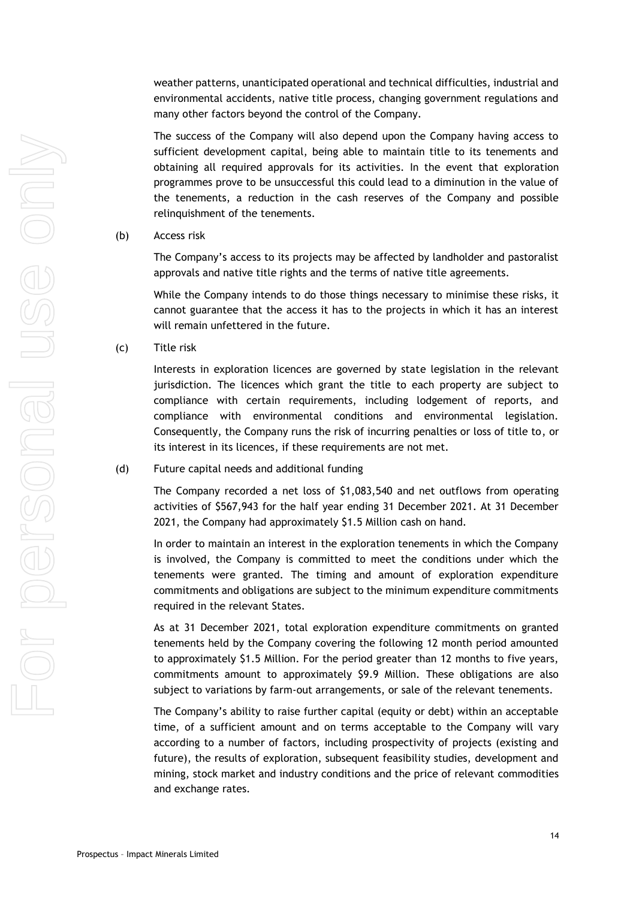weather patterns, unanticipated operational and technical difficulties, industrial and environmental accidents, native title process, changing government regulations and many other factors beyond the control of the Company.

The success of the Company will also depend upon the Company having access to sufficient development capital, being able to maintain title to its tenements and obtaining all required approvals for its activities. In the event that exploration programmes prove to be unsuccessful this could lead to a diminution in the value of the tenements, a reduction in the cash reserves of the Company and possible relinquishment of the tenements.

(b) Access risk

The Company's access to its projects may be affected by landholder and pastoralist approvals and native title rights and the terms of native title agreements.

While the Company intends to do those things necessary to minimise these risks, it cannot guarantee that the access it has to the projects in which it has an interest will remain unfettered in the future.

(c) Title risk

Interests in exploration licences are governed by state legislation in the relevant jurisdiction. The licences which grant the title to each property are subject to compliance with certain requirements, including lodgement of reports, and compliance with environmental conditions and environmental legislation. Consequently, the Company runs the risk of incurring penalties or loss of title to, or its interest in its licences, if these requirements are not met.

(d) Future capital needs and additional funding

The Company recorded a net loss of $1,083,540 and net outflows from operating activities of $567,943 for the half year ending 31 December 2021. At 31 December 2021, the Company had approximately $1.5 Million cash on hand.

In order to maintain an interest in the exploration tenements in which the Company is involved, the Company is committed to meet the conditions under which the tenements were granted. The timing and amount of exploration expenditure commitments and obligations are subject to the minimum expenditure commitments required in the relevant States.

As at 31 December 2021, total exploration expenditure commitments on granted tenements held by the Company covering the following 12 month period amounted to approximately $1.5 Million. For the period greater than 12 months to five years, commitments amount to approximately $9.9 Million. These obligations are also subject to variations by farm-out arrangements, or sale of the relevant tenements.

The Company's ability to raise further capital (equity or debt) within an acceptable time, of a sufficient amount and on terms acceptable to the Company will vary according to a number of factors, including prospectivity of projects (existing and future), the results of exploration, subsequent feasibility studies, development and mining, stock market and industry conditions and the price of relevant commodities and exchange rates.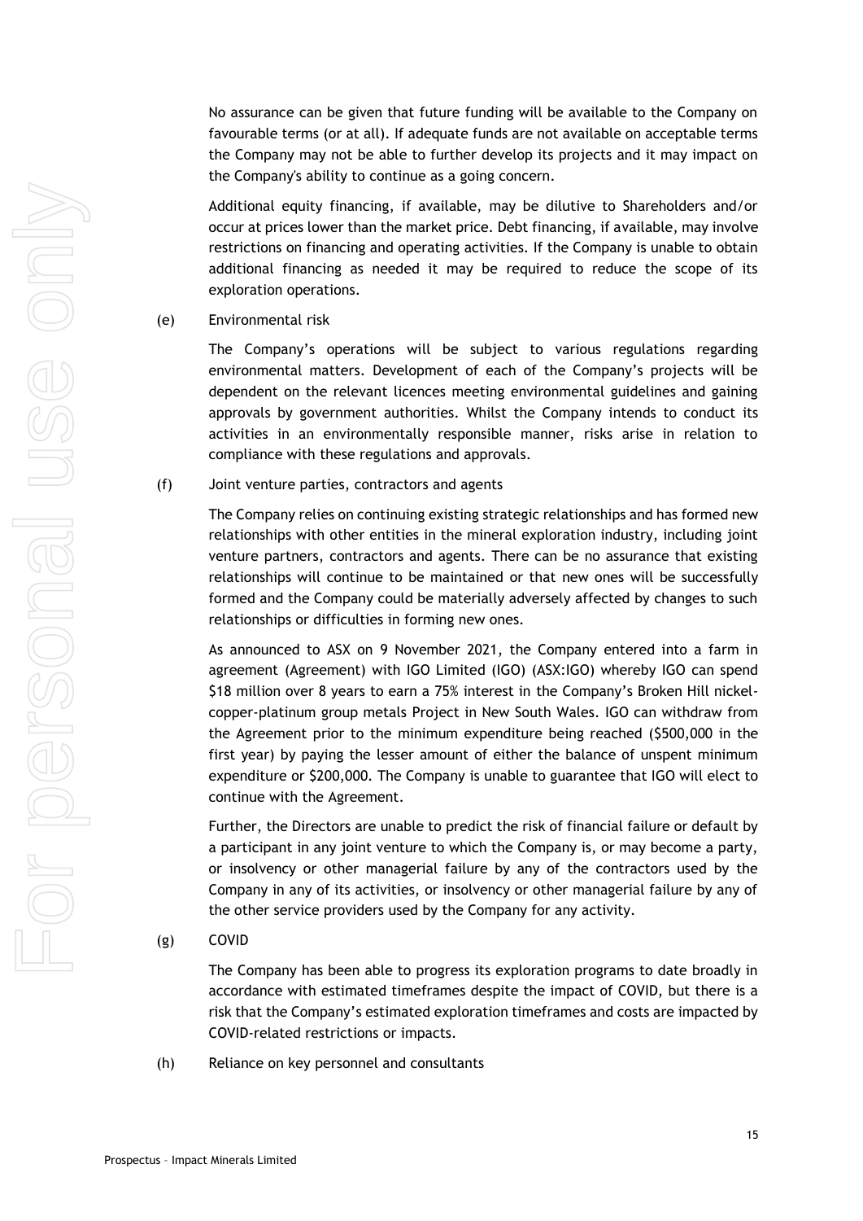No assurance can be given that future funding will be available to the Company on favourable terms (or at all). If adequate funds are not available on acceptable terms the Company may not be able to further develop its projects and it may impact on the Company's ability to continue as a going concern.

Additional equity financing, if available, may be dilutive to Shareholders and/or occur at prices lower than the market price. Debt financing, if available, may involve restrictions on financing and operating activities. If the Company is unable to obtain additional financing as needed it may be required to reduce the scope of its exploration operations.

(e) Environmental risk

The Company's operations will be subject to various regulations regarding environmental matters. Development of each of the Company's projects will be dependent on the relevant licences meeting environmental guidelines and gaining approvals by government authorities. Whilst the Company intends to conduct its activities in an environmentally responsible manner, risks arise in relation to compliance with these regulations and approvals.

(f) Joint venture parties, contractors and agents

The Company relies on continuing existing strategic relationships and has formed new relationships with other entities in the mineral exploration industry, including joint venture partners, contractors and agents. There can be no assurance that existing relationships will continue to be maintained or that new ones will be successfully formed and the Company could be materially adversely affected by changes to such relationships or difficulties in forming new ones.

As announced to ASX on 9 November 2021, the Company entered into a farm in agreement (Agreement) with IGO Limited (IGO) (ASX:IGO) whereby IGO can spend $18 million over 8 years to earn a 75% interest in the Company's Broken Hill nickel-copper-platinum group metals Project in New South Wales. IGO can withdraw from the Agreement prior to the minimum expenditure being reached ($500,000 in the first year) by paying the lesser amount of either the balance of unspent minimum expenditure or $200,000. The Company is unable to guarantee that IGO will elect to continue with the Agreement.

Further, the Directors are unable to predict the risk of financial failure or default by a participant in any joint venture to which the Company is, or may become a party, or insolvency or other managerial failure by any of the contractors used by the Company in any of its activities, or insolvency or other managerial failure by any of the other service providers used by the Company for any activity.

(g) COVID

The Company has been able to progress its exploration programs to date broadly in accordance with estimated timeframes despite the impact of COVID, but there is a risk that the Company's estimated exploration timeframes and costs are impacted by COVID-related restrictions or impacts.

(h) Reliance on key personnel and consultants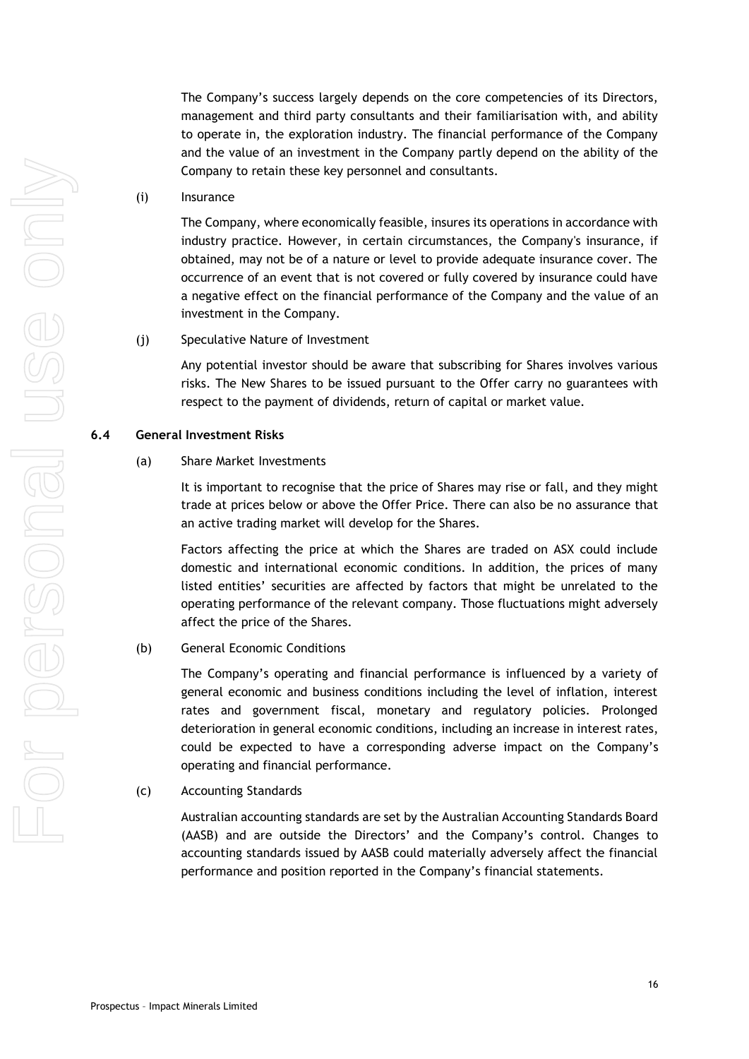The Company's success largely depends on the core competencies of its Directors, management and third party consultants and their familiarisation with, and ability to operate in, the exploration industry. The financial performance of the Company and the value of an investment in the Company partly depend on the ability of the Company to retain these key personnel and consultants.

(i) Insurance

The Company, where economically feasible, insures its operations in accordance with industry practice. However, in certain circumstances, the Company's insurance, if obtained, may not be of a nature or level to provide adequate insurance cover. The occurrence of an event that is not covered or fully covered by insurance could have a negative effect on the financial performance of the Company and the value of an investment in the Company.

(j) Speculative Nature of Investment

Any potential investor should be aware that subscribing for Shares involves various risks. The New Shares to be issued pursuant to the Offer carry no guarantees with respect to the payment of dividends, return of capital or market value.

## 6.4 General Investment Risks

(a) Share Market Investments

It is important to recognise that the price of Shares may rise or fall, and they might trade at prices below or above the Offer Price. There can also be no assurance that an active trading market will develop for the Shares.

Factors affecting the price at which the Shares are traded on ASX could include domestic and international economic conditions. In addition, the prices of many listed entities' securities are affected by factors that might be unrelated to the operating performance of the relevant company. Those fluctuations might adversely affect the price of the Shares.

(b) General Economic Conditions

The Company's operating and financial performance is influenced by a variety of general economic and business conditions including the level of inflation, interest rates and government fiscal, monetary and regulatory policies. Prolonged deterioration in general economic conditions, including an increase in interest rates, could be expected to have a corresponding adverse impact on the Company's operating and financial performance.

(c) Accounting Standards

Australian accounting standards are set by the Australian Accounting Standards Board (AASB) and are outside the Directors' and the Company's control. Changes to accounting standards issued by AASB could materially adversely affect the financial performance and position reported in the Company's financial statements.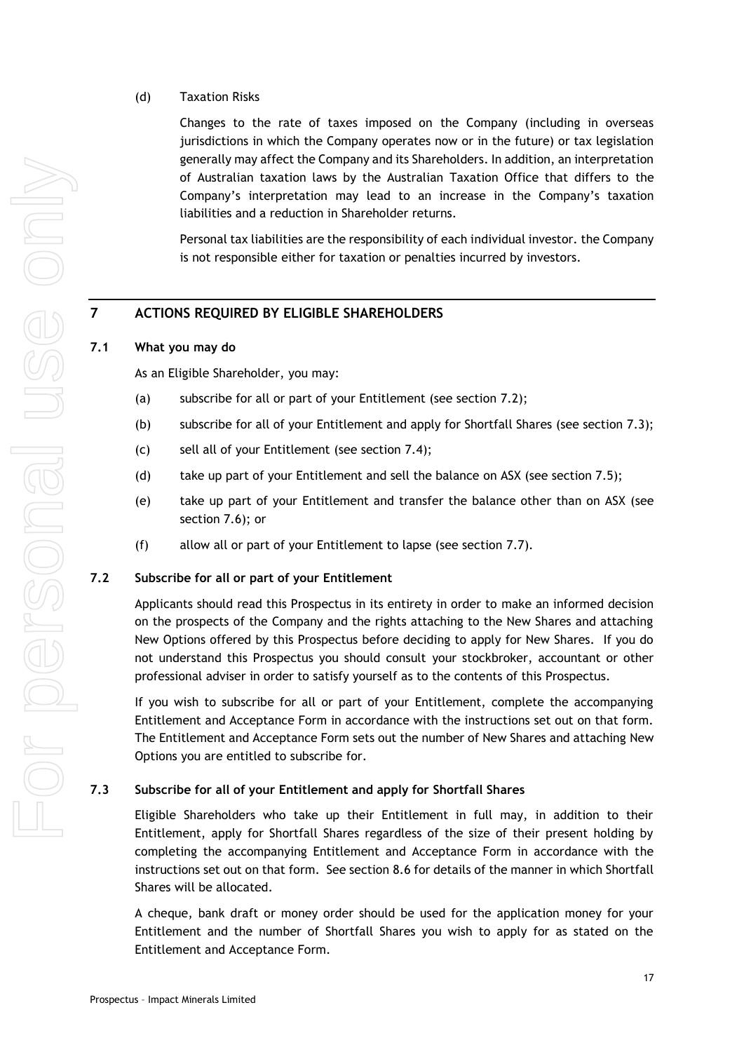(d) Taxation Risks

Changes to the rate of taxes imposed on the Company (including in overseas jurisdictions in which the Company operates now or in the future) or tax legislation generally may affect the Company and its Shareholders. In addition, an interpretation of Australian taxation laws by the Australian Taxation Office that differs to the Company's interpretation may lead to an increase in the Company's taxation liabilities and a reduction in Shareholder returns.

Personal tax liabilities are the responsibility of each individual investor. the Company is not responsible either for taxation or penalties incurred by investors.

## 7 ACTIONS REQUIRED BY ELIGIBLE SHAREHOLDERS

### 7.1 What you may do

As an Eligible Shareholder, you may:

(a) subscribe for all or part of your Entitlement (see section 7.2);

(b) subscribe for all of your Entitlement and apply for Shortfall Shares (see section 7.3);

(c) sell all of your Entitlement (see section 7.4);

(d) take up part of your Entitlement and sell the balance on ASX (see section 7.5);

(e) take up part of your Entitlement and transfer the balance other than on ASX (see section 7.6); or

(f) allow all or part of your Entitlement to lapse (see section 7.7).

### 7.2 Subscribe for all or part of your Entitlement

Applicants should read this Prospectus in its entirety in order to make an informed decision on the prospects of the Company and the rights attaching to the New Shares and attaching New Options offered by this Prospectus before deciding to apply for New Shares. If you do not understand this Prospectus you should consult your stockbroker, accountant or other professional adviser in order to satisfy yourself as to the contents of this Prospectus.

If you wish to subscribe for all or part of your Entitlement, complete the accompanying Entitlement and Acceptance Form in accordance with the instructions set out on that form. The Entitlement and Acceptance Form sets out the number of New Shares and attaching New Options you are entitled to subscribe for.

### 7.3 Subscribe for all of your Entitlement and apply for Shortfall Shares

Eligible Shareholders who take up their Entitlement in full may, in addition to their Entitlement, apply for Shortfall Shares regardless of the size of their present holding by completing the accompanying Entitlement and Acceptance Form in accordance with the instructions set out on that form. See section 8.6 for details of the manner in which Shortfall Shares will be allocated.

A cheque, bank draft or money order should be used for the application money for your Entitlement and the number of Shortfall Shares you wish to apply for as stated on the Entitlement and Acceptance Form.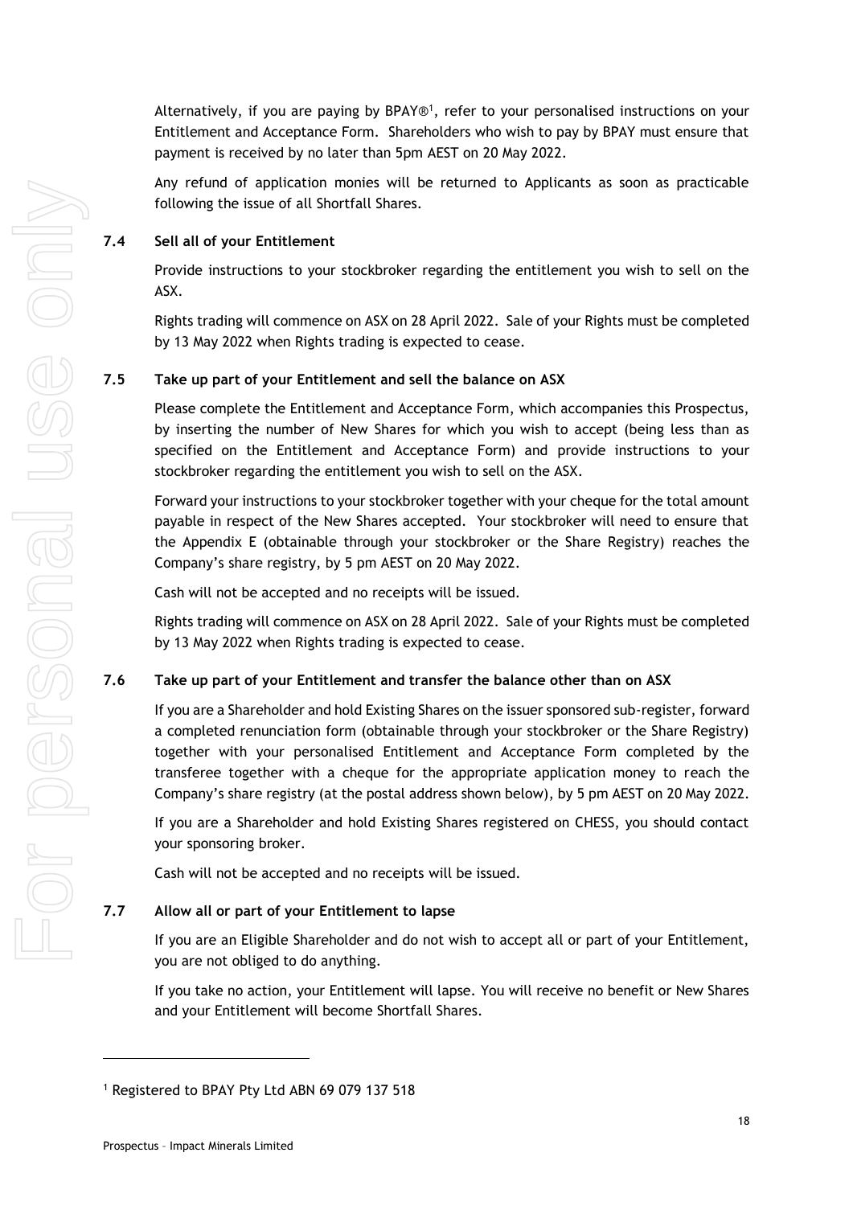Alternatively, if you are paying by BPAY®[1], refer to your personalised instructions on your Entitlement and Acceptance Form. Shareholders who wish to pay by BPAY must ensure that payment is received by no later than 5pm AEST on 20 May 2022.

Any refund of application monies will be returned to Applicants as soon as practicable following the issue of all Shortfall Shares.

### 7.4 Sell all of your Entitlement

Provide instructions to your stockbroker regarding the entitlement you wish to sell on the ASX.

Rights trading will commence on ASX on 28 April 2022. Sale of your Rights must be completed by 13 May 2022 when Rights trading is expected to cease.

### 7.5 Take up part of your Entitlement and sell the balance on ASX

Please complete the Entitlement and Acceptance Form, which accompanies this Prospectus, by inserting the number of New Shares for which you wish to accept (being less than as specified on the Entitlement and Acceptance Form) and provide instructions to your stockbroker regarding the entitlement you wish to sell on the ASX.

Forward your instructions to your stockbroker together with your cheque for the total amount payable in respect of the New Shares accepted. Your stockbroker will need to ensure that the Appendix E (obtainable through your stockbroker or the Share Registry) reaches the Company's share registry, by 5 pm AEST on 20 May 2022.

Cash will not be accepted and no receipts will be issued.

Rights trading will commence on ASX on 28 April 2022. Sale of your Rights must be completed by 13 May 2022 when Rights trading is expected to cease.

### 7.6 Take up part of your Entitlement and transfer the balance other than on ASX

If you are a Shareholder and hold Existing Shares on the issuer sponsored sub-register, forward a completed renunciation form (obtainable through your stockbroker or the Share Registry) together with your personalised Entitlement and Acceptance Form completed by the transferee together with a cheque for the appropriate application money to reach the Company's share registry (at the postal address shown below), by 5 pm AEST on 20 May 2022.

If you are a Shareholder and hold Existing Shares registered on CHESS, you should contact your sponsoring broker.

Cash will not be accepted and no receipts will be issued.

### 7.7 Allow all or part of your Entitlement to lapse

If you are an Eligible Shareholder and do not wish to accept all or part of your Entitlement, you are not obliged to do anything.

If you take no action, your Entitlement will lapse. You will receive no benefit or New Shares and your Entitlement will become Shortfall Shares.

---

[1] Registered to BPAY Pty Ltd ABN 69 079 137 518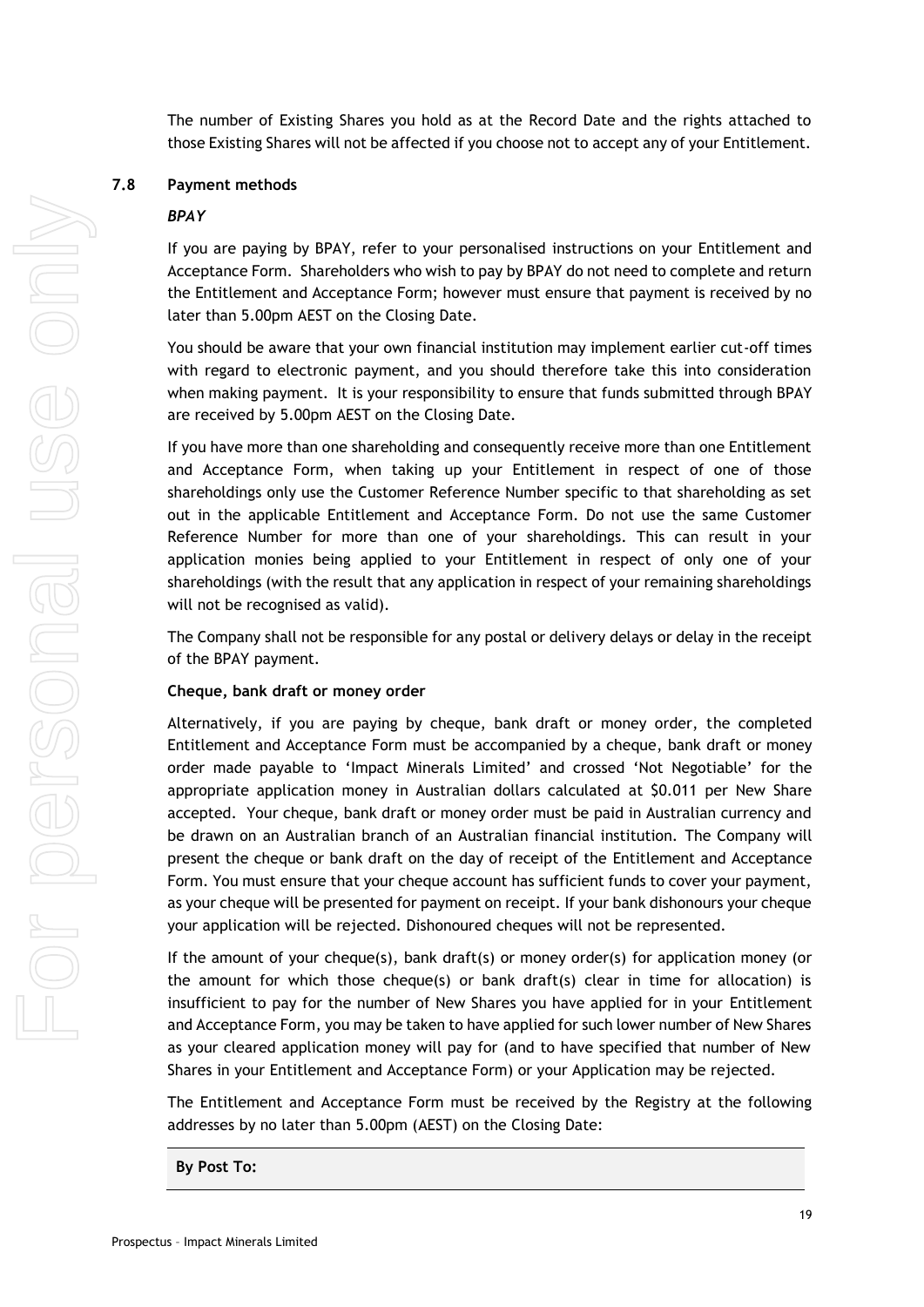The number of Existing Shares you hold as at the Record Date and the rights attached to those Existing Shares will not be affected if you choose not to accept any of your Entitlement.

### 7.8 Payment methods

***BPAY***

If you are paying by BPAY, refer to your personalised instructions on your Entitlement and Acceptance Form. Shareholders who wish to pay by BPAY do not need to complete and return the Entitlement and Acceptance Form; however must ensure that payment is received by no later than 5.00pm AEST on the Closing Date.

You should be aware that your own financial institution may implement earlier cut-off times with regard to electronic payment, and you should therefore take this into consideration when making payment. It is your responsibility to ensure that funds submitted through BPAY are received by 5.00pm AEST on the Closing Date.

If you have more than one shareholding and consequently receive more than one Entitlement and Acceptance Form, when taking up your Entitlement in respect of one of those shareholdings only use the Customer Reference Number specific to that shareholding as set out in the applicable Entitlement and Acceptance Form. Do not use the same Customer Reference Number for more than one of your shareholdings. This can result in your application monies being applied to your Entitlement in respect of only one of your shareholdings (with the result that any application in respect of your remaining shareholdings will not be recognised as valid).

The Company shall not be responsible for any postal or delivery delays or delay in the receipt of the BPAY payment.

**Cheque, bank draft or money order**

Alternatively, if you are paying by cheque, bank draft or money order, the completed Entitlement and Acceptance Form must be accompanied by a cheque, bank draft or money order made payable to 'Impact Minerals Limited' and crossed 'Not Negotiable' for the appropriate application money in Australian dollars calculated at $0.011 per New Share accepted. Your cheque, bank draft or money order must be paid in Australian currency and be drawn on an Australian branch of an Australian financial institution. The Company will present the cheque or bank draft on the day of receipt of the Entitlement and Acceptance Form. You must ensure that your cheque account has sufficient funds to cover your payment, as your cheque will be presented for payment on receipt. If your bank dishonours your cheque your application will be rejected. Dishonoured cheques will not be represented.

If the amount of your cheque(s), bank draft(s) or money order(s) for application money (or the amount for which those cheque(s) or bank draft(s) clear in time for allocation) is insufficient to pay for the number of New Shares you have applied for in your Entitlement and Acceptance Form, you may be taken to have applied for such lower number of New Shares as your cleared application money will pay for (and to have specified that number of New Shares in your Entitlement and Acceptance Form) or your Application may be rejected.

The Entitlement and Acceptance Form must be received by the Registry at the following addresses by no later than 5.00pm (AEST) on the Closing Date:

**By Post To:**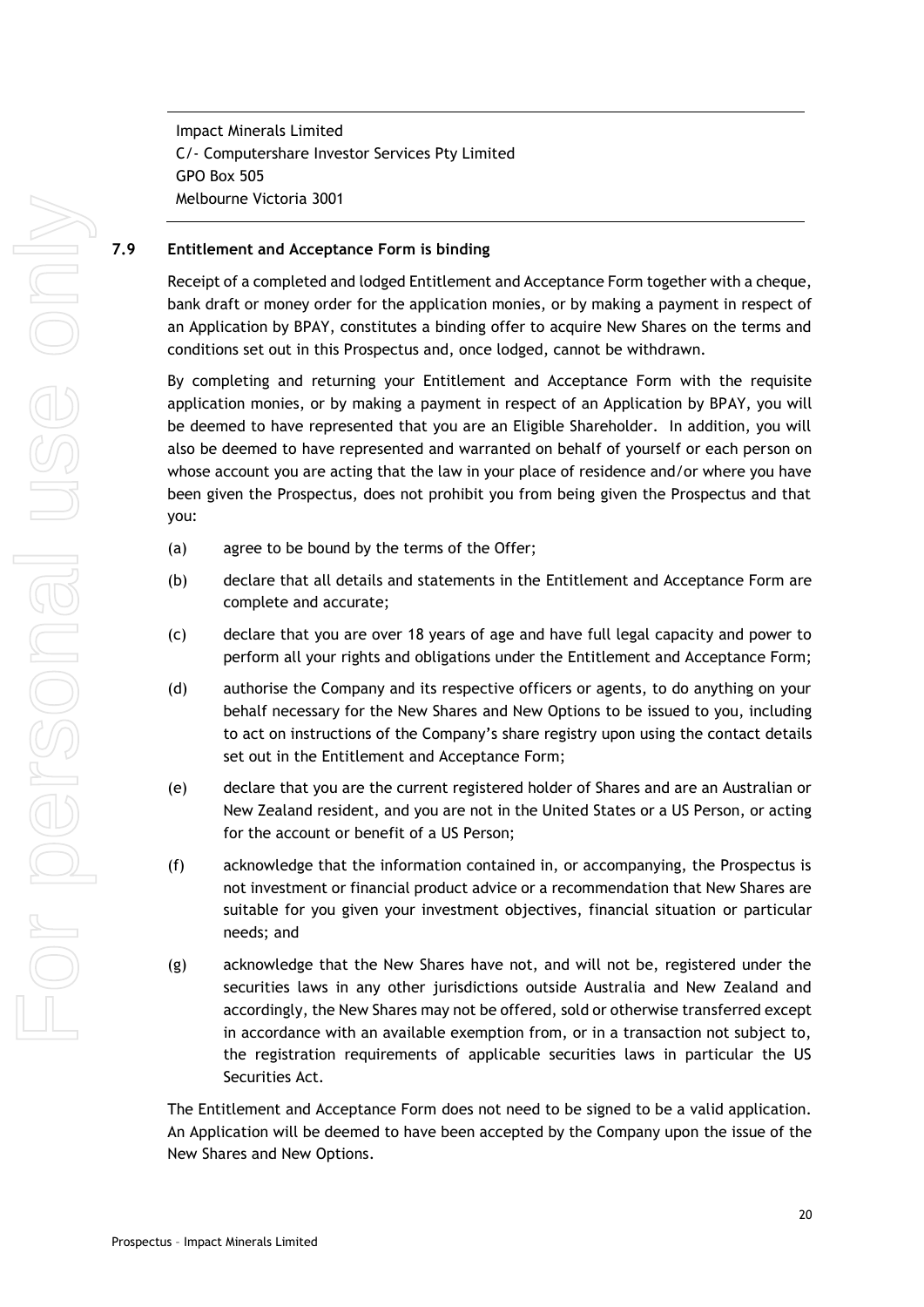Impact Minerals Limited
C/- Computershare Investor Services Pty Limited
GPO Box 505
Melbourne Victoria 3001

## 7.9 Entitlement and Acceptance Form is binding

Receipt of a completed and lodged Entitlement and Acceptance Form together with a cheque, bank draft or money order for the application monies, or by making a payment in respect of an Application by BPAY, constitutes a binding offer to acquire New Shares on the terms and conditions set out in this Prospectus and, once lodged, cannot be withdrawn.

By completing and returning your Entitlement and Acceptance Form with the requisite application monies, or by making a payment in respect of an Application by BPAY, you will be deemed to have represented that you are an Eligible Shareholder. In addition, you will also be deemed to have represented and warranted on behalf of yourself or each person on whose account you are acting that the law in your place of residence and/or where you have been given the Prospectus, does not prohibit you from being given the Prospectus and that you:

(a) agree to be bound by the terms of the Offer;

(b) declare that all details and statements in the Entitlement and Acceptance Form are complete and accurate;

(c) declare that you are over 18 years of age and have full legal capacity and power to perform all your rights and obligations under the Entitlement and Acceptance Form;

(d) authorise the Company and its respective officers or agents, to do anything on your behalf necessary for the New Shares and New Options to be issued to you, including to act on instructions of the Company's share registry upon using the contact details set out in the Entitlement and Acceptance Form;

(e) declare that you are the current registered holder of Shares and are an Australian or New Zealand resident, and you are not in the United States or a US Person, or acting for the account or benefit of a US Person;

(f) acknowledge that the information contained in, or accompanying, the Prospectus is not investment or financial product advice or a recommendation that New Shares are suitable for you given your investment objectives, financial situation or particular needs; and

(g) acknowledge that the New Shares have not, and will not be, registered under the securities laws in any other jurisdictions outside Australia and New Zealand and accordingly, the New Shares may not be offered, sold or otherwise transferred except in accordance with an available exemption from, or in a transaction not subject to, the registration requirements of applicable securities laws in particular the US Securities Act.

The Entitlement and Acceptance Form does not need to be signed to be a valid application. An Application will be deemed to have been accepted by the Company upon the issue of the New Shares and New Options.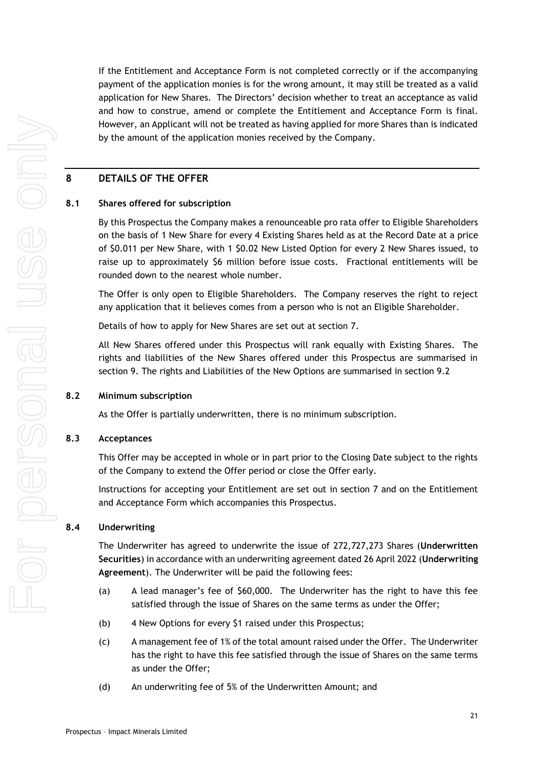If the Entitlement and Acceptance Form is not completed correctly or if the accompanying payment of the application monies is for the wrong amount, it may still be treated as a valid application for New Shares. The Directors' decision whether to treat an acceptance as valid and how to construe, amend or complete the Entitlement and Acceptance Form is final. However, an Applicant will not be treated as having applied for more Shares than is indicated by the amount of the application monies received by the Company.

## 8 DETAILS OF THE OFFER

### 8.1 Shares offered for subscription

By this Prospectus the Company makes a renounceable pro rata offer to Eligible Shareholders on the basis of 1 New Share for every 4 Existing Shares held as at the Record Date at a price of $0.011 per New Share, with 1 $0.02 New Listed Option for every 2 New Shares issued, to raise up to approximately $6 million before issue costs. Fractional entitlements will be rounded down to the nearest whole number.

The Offer is only open to Eligible Shareholders. The Company reserves the right to reject any application that it believes comes from a person who is not an Eligible Shareholder.

Details of how to apply for New Shares are set out at section 7.

All New Shares offered under this Prospectus will rank equally with Existing Shares. The rights and liabilities of the New Shares offered under this Prospectus are summarised in section 9. The rights and Liabilities of the New Options are summarised in section 9.2

### 8.2 Minimum subscription

As the Offer is partially underwritten, there is no minimum subscription.

### 8.3 Acceptances

This Offer may be accepted in whole or in part prior to the Closing Date subject to the rights of the Company to extend the Offer period or close the Offer early.

Instructions for accepting your Entitlement are set out in section 7 and on the Entitlement and Acceptance Form which accompanies this Prospectus.

### 8.4 Underwriting

The Underwriter has agreed to underwrite the issue of 272,727,273 Shares (**Underwritten Securities**) in accordance with an underwriting agreement dated 26 April 2022 (**Underwriting Agreement**). The Underwriter will be paid the following fees:

(a) A lead manager's fee of $60,000. The Underwriter has the right to have this fee satisfied through the issue of Shares on the same terms as under the Offer;

(b) 4 New Options for every $1 raised under this Prospectus;

(c) A management fee of 1% of the total amount raised under the Offer. The Underwriter has the right to have this fee satisfied through the issue of Shares on the same terms as under the Offer;

(d) An underwriting fee of 5% of the Underwritten Amount; and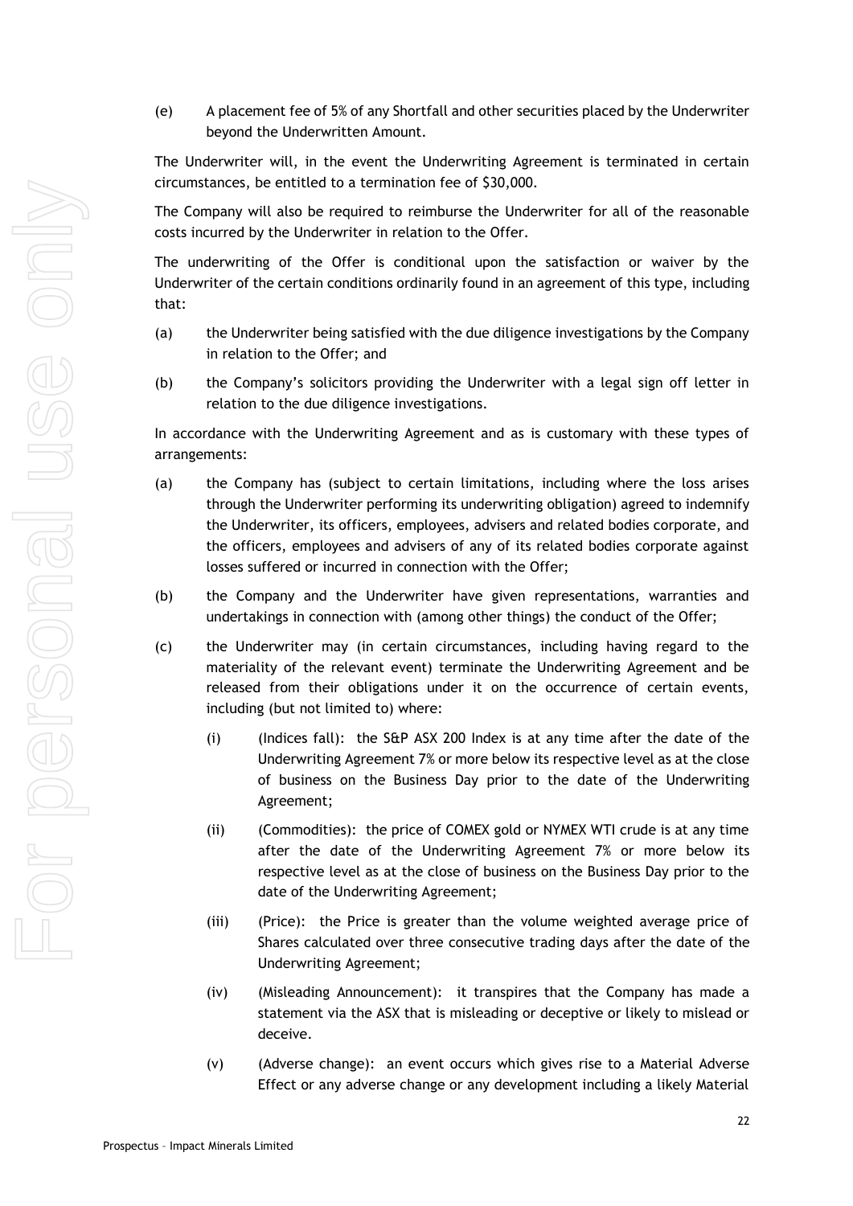(e) A placement fee of 5% of any Shortfall and other securities placed by the Underwriter beyond the Underwritten Amount.

The Underwriter will, in the event the Underwriting Agreement is terminated in certain circumstances, be entitled to a termination fee of $30,000.

The Company will also be required to reimburse the Underwriter for all of the reasonable costs incurred by the Underwriter in relation to the Offer.

The underwriting of the Offer is conditional upon the satisfaction or waiver by the Underwriter of the certain conditions ordinarily found in an agreement of this type, including that:

(a) the Underwriter being satisfied with the due diligence investigations by the Company in relation to the Offer; and

(b) the Company's solicitors providing the Underwriter with a legal sign off letter in relation to the due diligence investigations.

In accordance with the Underwriting Agreement and as is customary with these types of arrangements:

(a) the Company has (subject to certain limitations, including where the loss arises through the Underwriter performing its underwriting obligation) agreed to indemnify the Underwriter, its officers, employees, advisers and related bodies corporate, and the officers, employees and advisers of any of its related bodies corporate against losses suffered or incurred in connection with the Offer;

(b) the Company and the Underwriter have given representations, warranties and undertakings in connection with (among other things) the conduct of the Offer;

(c) the Underwriter may (in certain circumstances, including having regard to the materiality of the relevant event) terminate the Underwriting Agreement and be released from their obligations under it on the occurrence of certain events, including (but not limited to) where:

   (i) (Indices fall): the S&P ASX 200 Index is at any time after the date of the Underwriting Agreement 7% or more below its respective level as at the close of business on the Business Day prior to the date of the Underwriting Agreement;

   (ii) (Commodities): the price of COMEX gold or NYMEX WTI crude is at any time after the date of the Underwriting Agreement 7% or more below its respective level as at the close of business on the Business Day prior to the date of the Underwriting Agreement;

   (iii) (Price): the Price is greater than the volume weighted average price of Shares calculated over three consecutive trading days after the date of the Underwriting Agreement;

   (iv) (Misleading Announcement): it transpires that the Company has made a statement via the ASX that is misleading or deceptive or likely to mislead or deceive.

   (v) (Adverse change): an event occurs which gives rise to a Material Adverse Effect or any adverse change or any development including a likely Material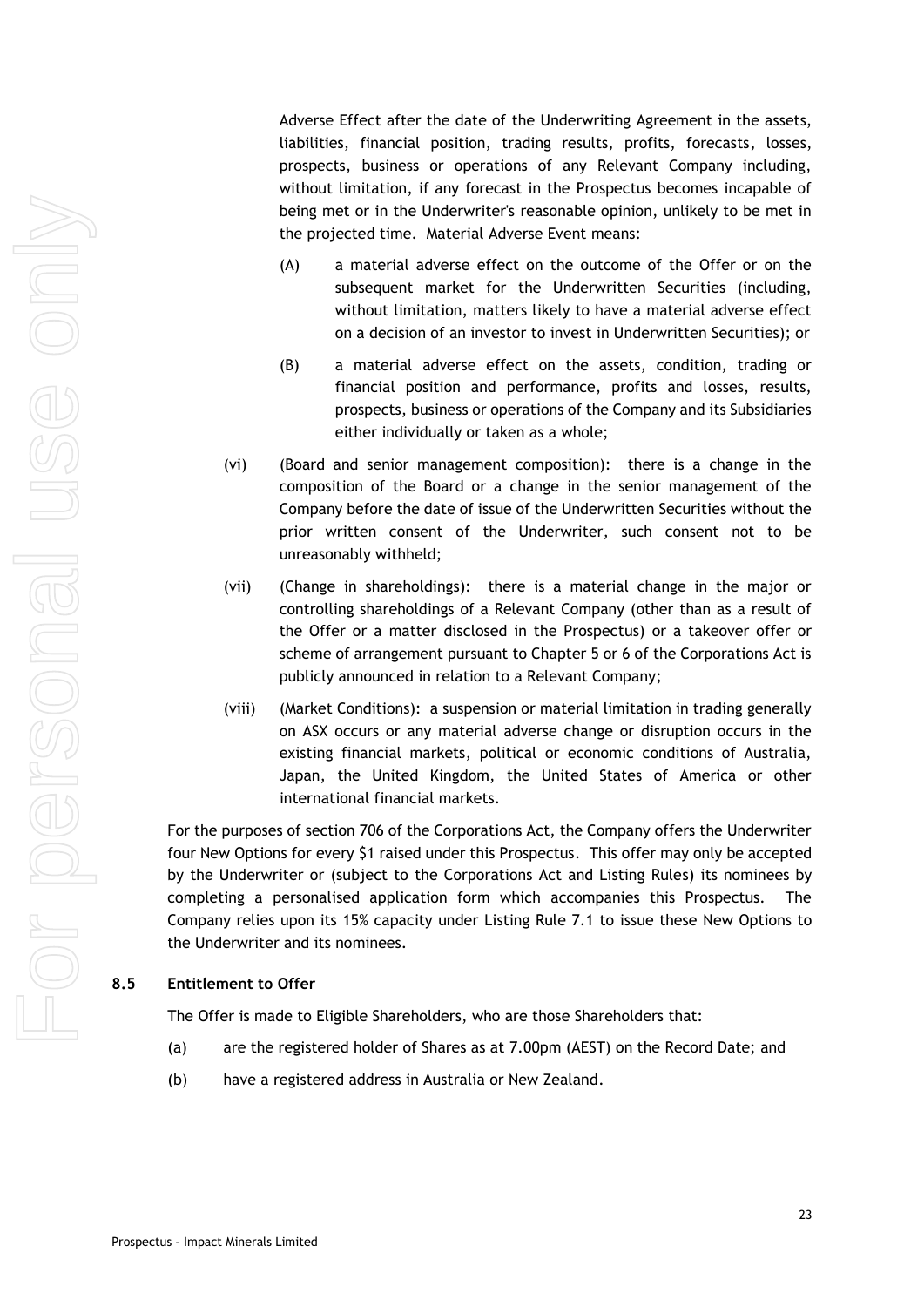Adverse Effect after the date of the Underwriting Agreement in the assets, liabilities, financial position, trading results, profits, forecasts, losses, prospects, business or operations of any Relevant Company including, without limitation, if any forecast in the Prospectus becomes incapable of being met or in the Underwriter's reasonable opinion, unlikely to be met in the projected time. Material Adverse Event means:

(A) a material adverse effect on the outcome of the Offer or on the subsequent market for the Underwritten Securities (including, without limitation, matters likely to have a material adverse effect on a decision of an investor to invest in Underwritten Securities); or

(B) a material adverse effect on the assets, condition, trading or financial position and performance, profits and losses, results, prospects, business or operations of the Company and its Subsidiaries either individually or taken as a whole;

(vi) (Board and senior management composition): there is a change in the composition of the Board or a change in the senior management of the Company before the date of issue of the Underwritten Securities without the prior written consent of the Underwriter, such consent not to be unreasonably withheld;

(vii) (Change in shareholdings): there is a material change in the major or controlling shareholdings of a Relevant Company (other than as a result of the Offer or a matter disclosed in the Prospectus) or a takeover offer or scheme of arrangement pursuant to Chapter 5 or 6 of the Corporations Act is publicly announced in relation to a Relevant Company;

(viii) (Market Conditions): a suspension or material limitation in trading generally on ASX occurs or any material adverse change or disruption occurs in the existing financial markets, political or economic conditions of Australia, Japan, the United Kingdom, the United States of America or other international financial markets.

For the purposes of section 706 of the Corporations Act, the Company offers the Underwriter four New Options for every $1 raised under this Prospectus. This offer may only be accepted by the Underwriter or (subject to the Corporations Act and Listing Rules) its nominees by completing a personalised application form which accompanies this Prospectus. The Company relies upon its 15% capacity under Listing Rule 7.1 to issue these New Options to the Underwriter and its nominees.

## 8.5 Entitlement to Offer

The Offer is made to Eligible Shareholders, who are those Shareholders that:

(a) are the registered holder of Shares as at 7.00pm (AEST) on the Record Date; and

(b) have a registered address in Australia or New Zealand.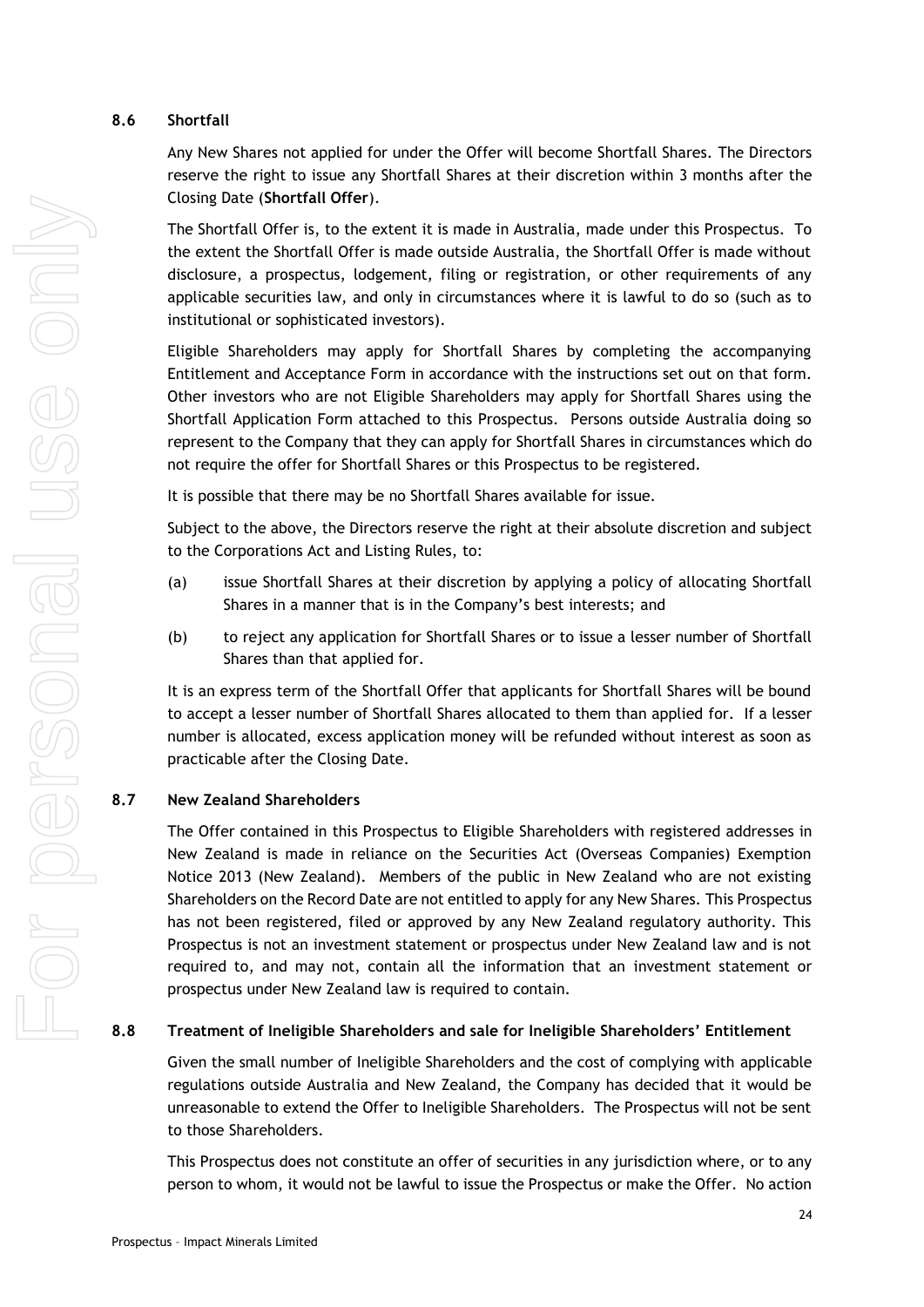## 8.6 Shortfall

Any New Shares not applied for under the Offer will become Shortfall Shares. The Directors reserve the right to issue any Shortfall Shares at their discretion within 3 months after the Closing Date (**Shortfall Offer**).

The Shortfall Offer is, to the extent it is made in Australia, made under this Prospectus. To the extent the Shortfall Offer is made outside Australia, the Shortfall Offer is made without disclosure, a prospectus, lodgement, filing or registration, or other requirements of any applicable securities law, and only in circumstances where it is lawful to do so (such as to institutional or sophisticated investors).

Eligible Shareholders may apply for Shortfall Shares by completing the accompanying Entitlement and Acceptance Form in accordance with the instructions set out on that form. Other investors who are not Eligible Shareholders may apply for Shortfall Shares using the Shortfall Application Form attached to this Prospectus. Persons outside Australia doing so represent to the Company that they can apply for Shortfall Shares in circumstances which do not require the offer for Shortfall Shares or this Prospectus to be registered.

It is possible that there may be no Shortfall Shares available for issue.

Subject to the above, the Directors reserve the right at their absolute discretion and subject to the Corporations Act and Listing Rules, to:

(a) issue Shortfall Shares at their discretion by applying a policy of allocating Shortfall Shares in a manner that is in the Company's best interests; and

(b) to reject any application for Shortfall Shares or to issue a lesser number of Shortfall Shares than that applied for.

It is an express term of the Shortfall Offer that applicants for Shortfall Shares will be bound to accept a lesser number of Shortfall Shares allocated to them than applied for. If a lesser number is allocated, excess application money will be refunded without interest as soon as practicable after the Closing Date.

## 8.7 New Zealand Shareholders

The Offer contained in this Prospectus to Eligible Shareholders with registered addresses in New Zealand is made in reliance on the Securities Act (Overseas Companies) Exemption Notice 2013 (New Zealand). Members of the public in New Zealand who are not existing Shareholders on the Record Date are not entitled to apply for any New Shares. This Prospectus has not been registered, filed or approved by any New Zealand regulatory authority. This Prospectus is not an investment statement or prospectus under New Zealand law and is not required to, and may not, contain all the information that an investment statement or prospectus under New Zealand law is required to contain.

## 8.8 Treatment of Ineligible Shareholders and sale for Ineligible Shareholders' Entitlement

Given the small number of Ineligible Shareholders and the cost of complying with applicable regulations outside Australia and New Zealand, the Company has decided that it would be unreasonable to extend the Offer to Ineligible Shareholders. The Prospectus will not be sent to those Shareholders.

This Prospectus does not constitute an offer of securities in any jurisdiction where, or to any person to whom, it would not be lawful to issue the Prospectus or make the Offer. No action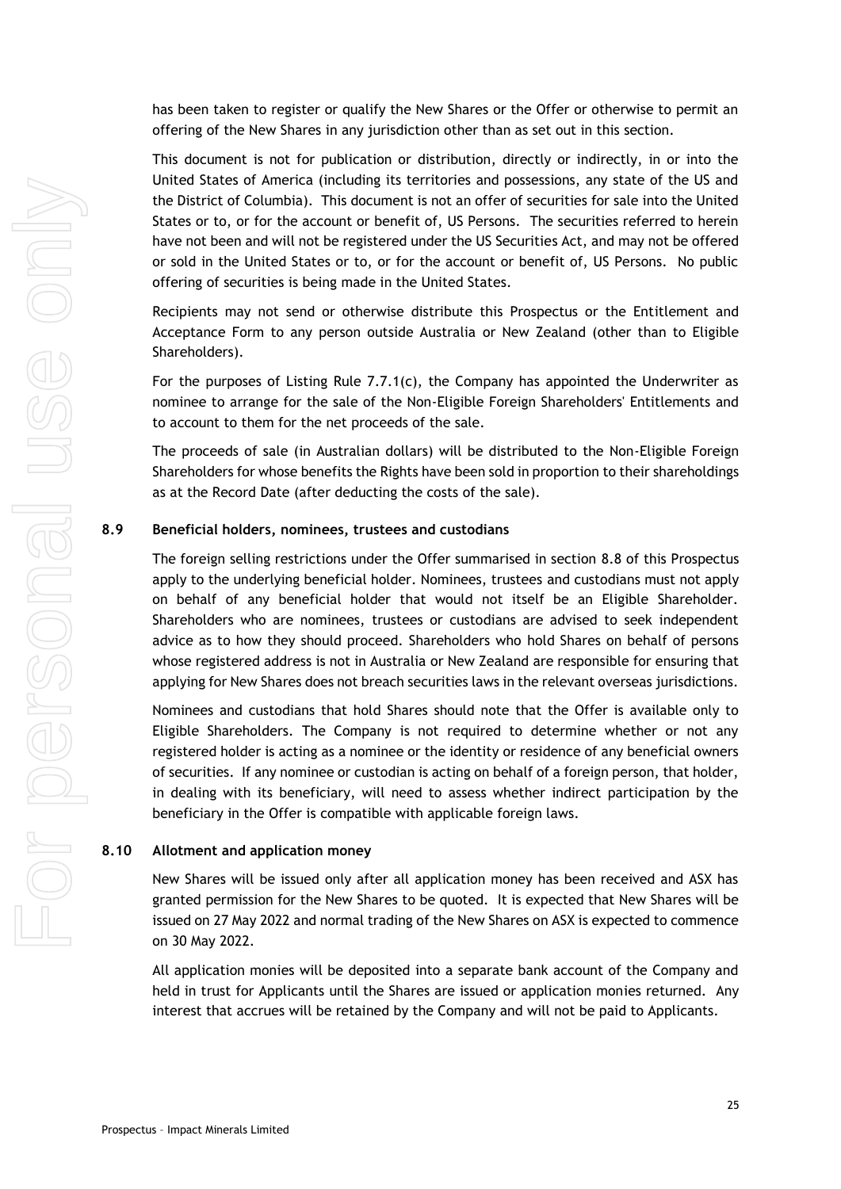has been taken to register or qualify the New Shares or the Offer or otherwise to permit an offering of the New Shares in any jurisdiction other than as set out in this section.

This document is not for publication or distribution, directly or indirectly, in or into the United States of America (including its territories and possessions, any state of the US and the District of Columbia). This document is not an offer of securities for sale into the United States or to, or for the account or benefit of, US Persons. The securities referred to herein have not been and will not be registered under the US Securities Act, and may not be offered or sold in the United States or to, or for the account or benefit of, US Persons. No public offering of securities is being made in the United States.

Recipients may not send or otherwise distribute this Prospectus or the Entitlement and Acceptance Form to any person outside Australia or New Zealand (other than to Eligible Shareholders).

For the purposes of Listing Rule 7.7.1(c), the Company has appointed the Underwriter as nominee to arrange for the sale of the Non-Eligible Foreign Shareholders' Entitlements and to account to them for the net proceeds of the sale.

The proceeds of sale (in Australian dollars) will be distributed to the Non-Eligible Foreign Shareholders for whose benefits the Rights have been sold in proportion to their shareholdings as at the Record Date (after deducting the costs of the sale).

## 8.9 Beneficial holders, nominees, trustees and custodians

The foreign selling restrictions under the Offer summarised in section 8.8 of this Prospectus apply to the underlying beneficial holder. Nominees, trustees and custodians must not apply on behalf of any beneficial holder that would not itself be an Eligible Shareholder. Shareholders who are nominees, trustees or custodians are advised to seek independent advice as to how they should proceed. Shareholders who hold Shares on behalf of persons whose registered address is not in Australia or New Zealand are responsible for ensuring that applying for New Shares does not breach securities laws in the relevant overseas jurisdictions.

Nominees and custodians that hold Shares should note that the Offer is available only to Eligible Shareholders. The Company is not required to determine whether or not any registered holder is acting as a nominee or the identity or residence of any beneficial owners of securities. If any nominee or custodian is acting on behalf of a foreign person, that holder, in dealing with its beneficiary, will need to assess whether indirect participation by the beneficiary in the Offer is compatible with applicable foreign laws.

## 8.10 Allotment and application money

New Shares will be issued only after all application money has been received and ASX has granted permission for the New Shares to be quoted. It is expected that New Shares will be issued on 27 May 2022 and normal trading of the New Shares on ASX is expected to commence on 30 May 2022.

All application monies will be deposited into a separate bank account of the Company and held in trust for Applicants until the Shares are issued or application monies returned. Any interest that accrues will be retained by the Company and will not be paid to Applicants.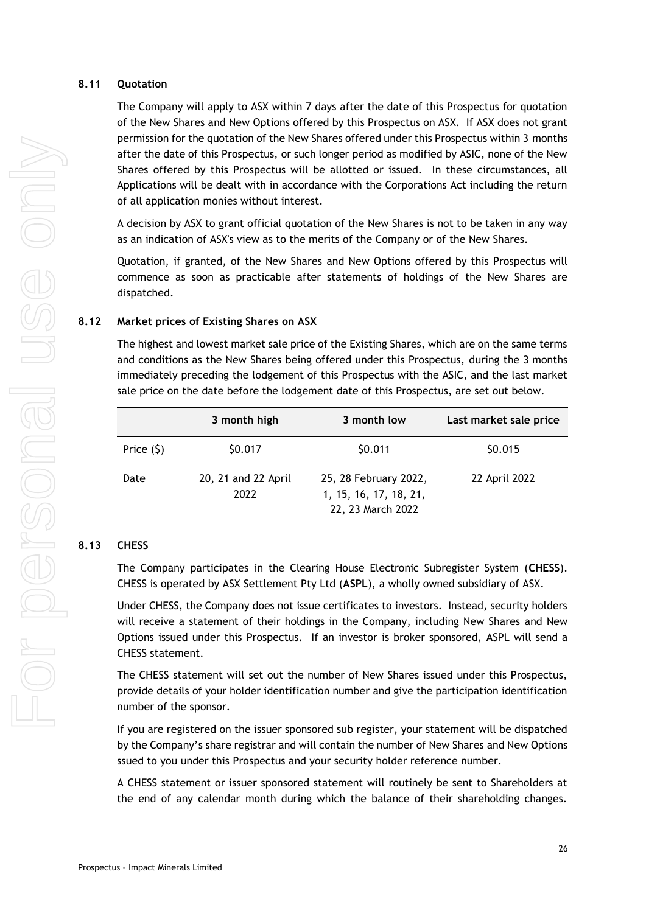### 8.11 Quotation

The Company will apply to ASX within 7 days after the date of this Prospectus for quotation of the New Shares and New Options offered by this Prospectus on ASX. If ASX does not grant permission for the quotation of the New Shares offered under this Prospectus within 3 months after the date of this Prospectus, or such longer period as modified by ASIC, none of the New Shares offered by this Prospectus will be allotted or issued. In these circumstances, all Applications will be dealt with in accordance with the Corporations Act including the return of all application monies without interest.

A decision by ASX to grant official quotation of the New Shares is not to be taken in any way as an indication of ASX's view as to the merits of the Company or of the New Shares.

Quotation, if granted, of the New Shares and New Options offered by this Prospectus will commence as soon as practicable after statements of holdings of the New Shares are dispatched.

### 8.12 Market prices of Existing Shares on ASX

The highest and lowest market sale price of the Existing Shares, which are on the same terms and conditions as the New Shares being offered under this Prospectus, during the 3 months immediately preceding the lodgement of this Prospectus with the ASIC, and the last market sale price on the date before the lodgement date of this Prospectus, are set out below.

| | 3 month high | 3 month low | Last market sale price |
|---|---|---|---|
| Price ($) | $0.017 | $0.011 | $0.015 |
| Date | 20, 21 and 22 April 2022 | 25, 28 February 2022, 1, 15, 16, 17, 18, 21, 22, 23 March 2022 | 22 April 2022 |

### 8.13 CHESS

The Company participates in the Clearing House Electronic Subregister System (**CHESS**). CHESS is operated by ASX Settlement Pty Ltd (**ASPL**), a wholly owned subsidiary of ASX.

Under CHESS, the Company does not issue certificates to investors. Instead, security holders will receive a statement of their holdings in the Company, including New Shares and New Options issued under this Prospectus. If an investor is broker sponsored, ASPL will send a CHESS statement.

The CHESS statement will set out the number of New Shares issued under this Prospectus, provide details of your holder identification number and give the participation identification number of the sponsor.

If you are registered on the issuer sponsored sub register, your statement will be dispatched by the Company's share registrar and will contain the number of New Shares and New Options ssued to you under this Prospectus and your security holder reference number.

A CHESS statement or issuer sponsored statement will routinely be sent to Shareholders at the end of any calendar month during which the balance of their shareholding changes.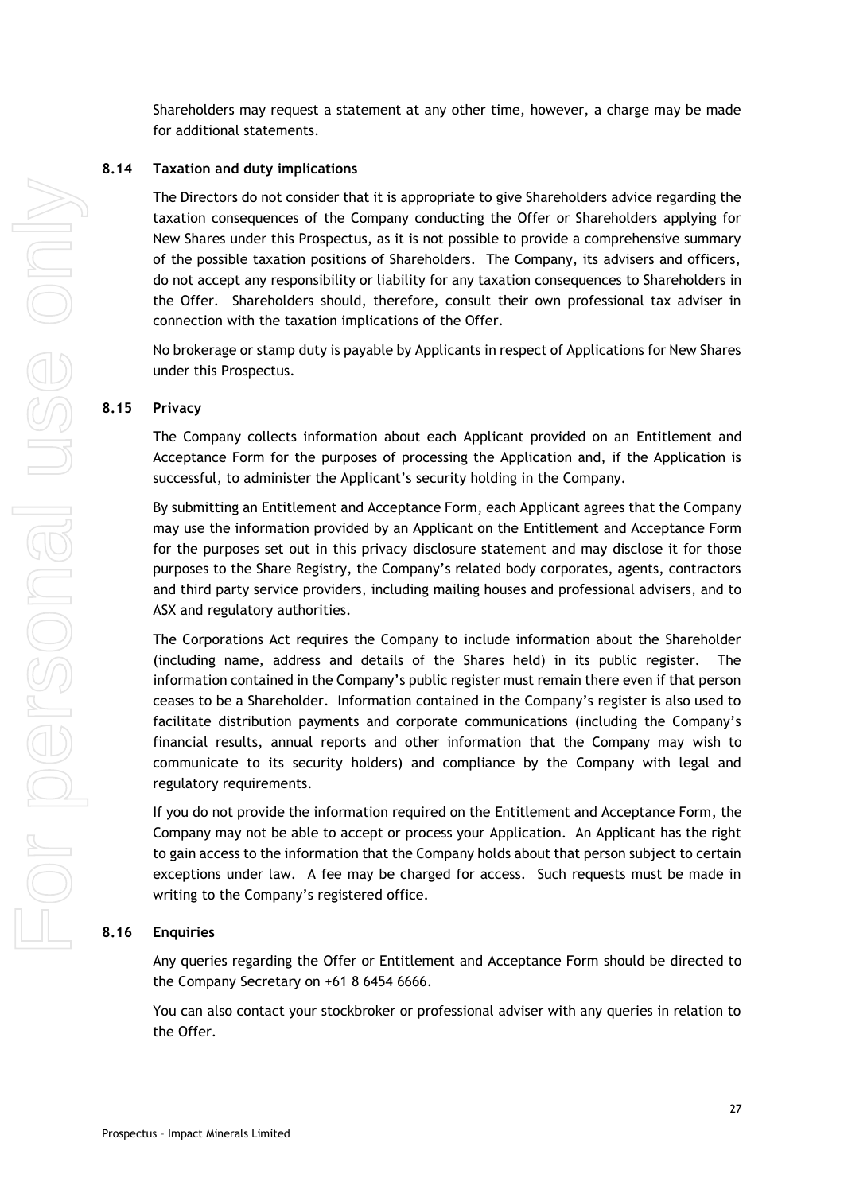Shareholders may request a statement at any other time, however, a charge may be made for additional statements.

## 8.14 Taxation and duty implications

The Directors do not consider that it is appropriate to give Shareholders advice regarding the taxation consequences of the Company conducting the Offer or Shareholders applying for New Shares under this Prospectus, as it is not possible to provide a comprehensive summary of the possible taxation positions of Shareholders. The Company, its advisers and officers, do not accept any responsibility or liability for any taxation consequences to Shareholders in the Offer. Shareholders should, therefore, consult their own professional tax adviser in connection with the taxation implications of the Offer.

No brokerage or stamp duty is payable by Applicants in respect of Applications for New Shares under this Prospectus.

## 8.15 Privacy

The Company collects information about each Applicant provided on an Entitlement and Acceptance Form for the purposes of processing the Application and, if the Application is successful, to administer the Applicant's security holding in the Company.

By submitting an Entitlement and Acceptance Form, each Applicant agrees that the Company may use the information provided by an Applicant on the Entitlement and Acceptance Form for the purposes set out in this privacy disclosure statement and may disclose it for those purposes to the Share Registry, the Company's related body corporates, agents, contractors and third party service providers, including mailing houses and professional advisers, and to ASX and regulatory authorities.

The Corporations Act requires the Company to include information about the Shareholder (including name, address and details of the Shares held) in its public register. The information contained in the Company's public register must remain there even if that person ceases to be a Shareholder. Information contained in the Company's register is also used to facilitate distribution payments and corporate communications (including the Company's financial results, annual reports and other information that the Company may wish to communicate to its security holders) and compliance by the Company with legal and regulatory requirements.

If you do not provide the information required on the Entitlement and Acceptance Form, the Company may not be able to accept or process your Application. An Applicant has the right to gain access to the information that the Company holds about that person subject to certain exceptions under law. A fee may be charged for access. Such requests must be made in writing to the Company's registered office.

## 8.16 Enquiries

Any queries regarding the Offer or Entitlement and Acceptance Form should be directed to the Company Secretary on +61 8 6454 6666.

You can also contact your stockbroker or professional adviser with any queries in relation to the Offer.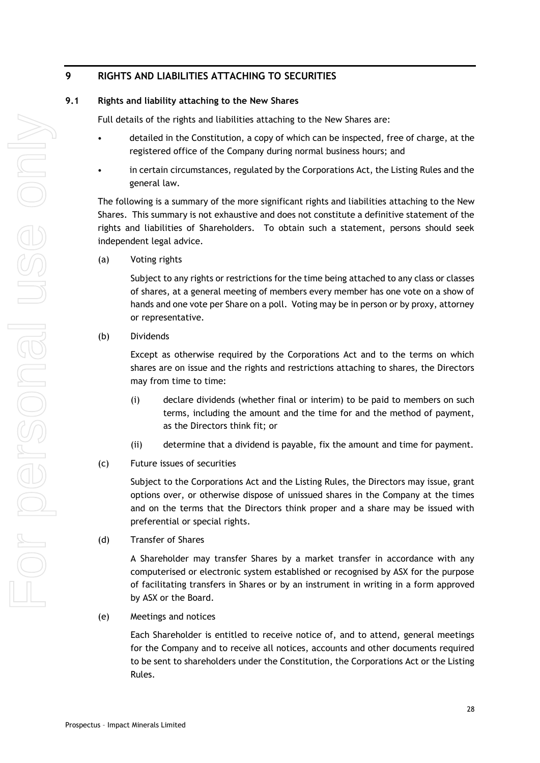## 9 RIGHTS AND LIABILITIES ATTACHING TO SECURITIES

### 9.1 Rights and liability attaching to the New Shares

Full details of the rights and liabilities attaching to the New Shares are:

- detailed in the Constitution, a copy of which can be inspected, free of charge, at the registered office of the Company during normal business hours; and
- in certain circumstances, regulated by the Corporations Act, the Listing Rules and the general law.

The following is a summary of the more significant rights and liabilities attaching to the New Shares. This summary is not exhaustive and does not constitute a definitive statement of the rights and liabilities of Shareholders. To obtain such a statement, persons should seek independent legal advice.

(a) Voting rights

Subject to any rights or restrictions for the time being attached to any class or classes of shares, at a general meeting of members every member has one vote on a show of hands and one vote per Share on a poll. Voting may be in person or by proxy, attorney or representative.

(b) Dividends

Except as otherwise required by the Corporations Act and to the terms on which shares are on issue and the rights and restrictions attaching to shares, the Directors may from time to time:

(i) declare dividends (whether final or interim) to be paid to members on such terms, including the amount and the time for and the method of payment, as the Directors think fit; or

(ii) determine that a dividend is payable, fix the amount and time for payment.

(c) Future issues of securities

Subject to the Corporations Act and the Listing Rules, the Directors may issue, grant options over, or otherwise dispose of unissued shares in the Company at the times and on the terms that the Directors think proper and a share may be issued with preferential or special rights.

(d) Transfer of Shares

A Shareholder may transfer Shares by a market transfer in accordance with any computerised or electronic system established or recognised by ASX for the purpose of facilitating transfers in Shares or by an instrument in writing in a form approved by ASX or the Board.

(e) Meetings and notices

Each Shareholder is entitled to receive notice of, and to attend, general meetings for the Company and to receive all notices, accounts and other documents required to be sent to shareholders under the Constitution, the Corporations Act or the Listing Rules.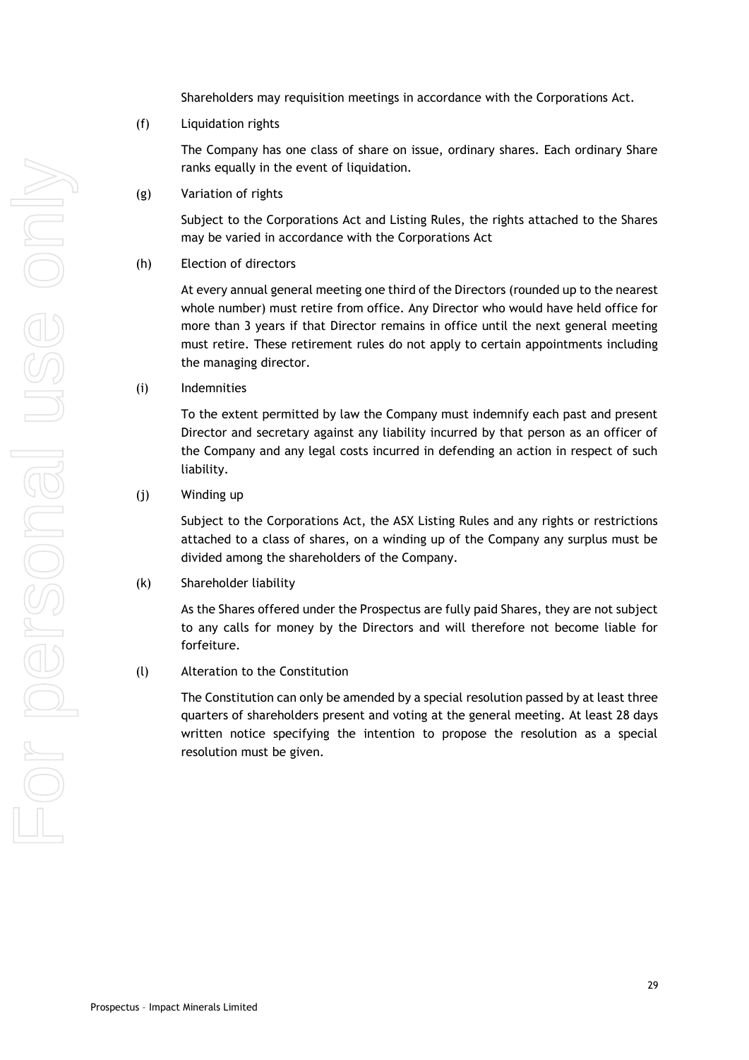Shareholders may requisition meetings in accordance with the Corporations Act.

(f) Liquidation rights

The Company has one class of share on issue, ordinary shares. Each ordinary Share ranks equally in the event of liquidation.

(g) Variation of rights

Subject to the Corporations Act and Listing Rules, the rights attached to the Shares may be varied in accordance with the Corporations Act

(h) Election of directors

At every annual general meeting one third of the Directors (rounded up to the nearest whole number) must retire from office. Any Director who would have held office for more than 3 years if that Director remains in office until the next general meeting must retire. These retirement rules do not apply to certain appointments including the managing director.

(i) Indemnities

To the extent permitted by law the Company must indemnify each past and present Director and secretary against any liability incurred by that person as an officer of the Company and any legal costs incurred in defending an action in respect of such liability.

(j) Winding up

Subject to the Corporations Act, the ASX Listing Rules and any rights or restrictions attached to a class of shares, on a winding up of the Company any surplus must be divided among the shareholders of the Company.

(k) Shareholder liability

As the Shares offered under the Prospectus are fully paid Shares, they are not subject to any calls for money by the Directors and will therefore not become liable for forfeiture.

(l) Alteration to the Constitution

The Constitution can only be amended by a special resolution passed by at least three quarters of shareholders present and voting at the general meeting. At least 28 days written notice specifying the intention to propose the resolution as a special resolution must be given.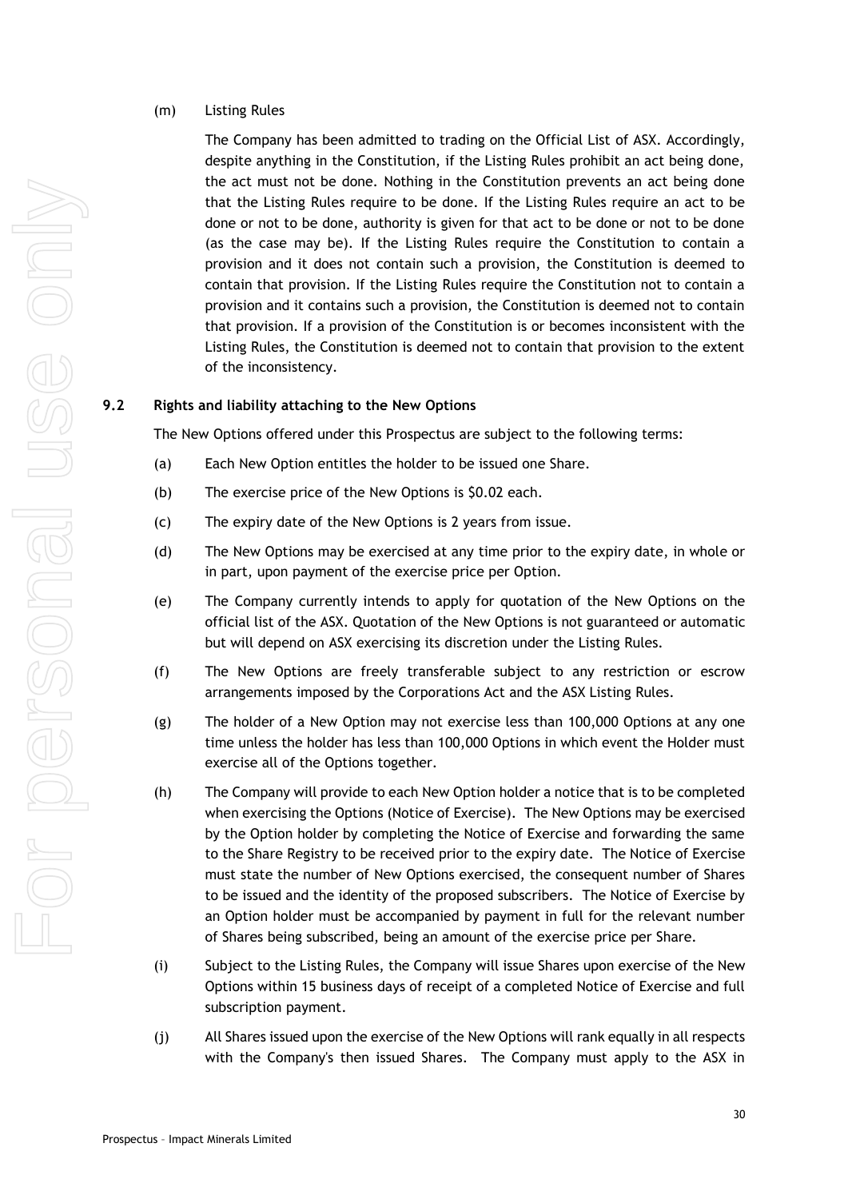(m) Listing Rules

The Company has been admitted to trading on the Official List of ASX. Accordingly, despite anything in the Constitution, if the Listing Rules prohibit an act being done, the act must not be done. Nothing in the Constitution prevents an act being done that the Listing Rules require to be done. If the Listing Rules require an act to be done or not to be done, authority is given for that act to be done or not to be done (as the case may be). If the Listing Rules require the Constitution to contain a provision and it does not contain such a provision, the Constitution is deemed to contain that provision. If the Listing Rules require the Constitution not to contain a provision and it contains such a provision, the Constitution is deemed not to contain that provision. If a provision of the Constitution is or becomes inconsistent with the Listing Rules, the Constitution is deemed not to contain that provision to the extent of the inconsistency.

## 9.2 Rights and liability attaching to the New Options

The New Options offered under this Prospectus are subject to the following terms:

(a) Each New Option entitles the holder to be issued one Share.

(b) The exercise price of the New Options is $0.02 each.

(c) The expiry date of the New Options is 2 years from issue.

(d) The New Options may be exercised at any time prior to the expiry date, in whole or in part, upon payment of the exercise price per Option.

(e) The Company currently intends to apply for quotation of the New Options on the official list of the ASX. Quotation of the New Options is not guaranteed or automatic but will depend on ASX exercising its discretion under the Listing Rules.

(f) The New Options are freely transferable subject to any restriction or escrow arrangements imposed by the Corporations Act and the ASX Listing Rules.

(g) The holder of a New Option may not exercise less than 100,000 Options at any one time unless the holder has less than 100,000 Options in which event the Holder must exercise all of the Options together.

(h) The Company will provide to each New Option holder a notice that is to be completed when exercising the Options (Notice of Exercise). The New Options may be exercised by the Option holder by completing the Notice of Exercise and forwarding the same to the Share Registry to be received prior to the expiry date. The Notice of Exercise must state the number of New Options exercised, the consequent number of Shares to be issued and the identity of the proposed subscribers. The Notice of Exercise by an Option holder must be accompanied by payment in full for the relevant number of Shares being subscribed, being an amount of the exercise price per Share.

(i) Subject to the Listing Rules, the Company will issue Shares upon exercise of the New Options within 15 business days of receipt of a completed Notice of Exercise and full subscription payment.

(j) All Shares issued upon the exercise of the New Options will rank equally in all respects with the Company's then issued Shares. The Company must apply to the ASX in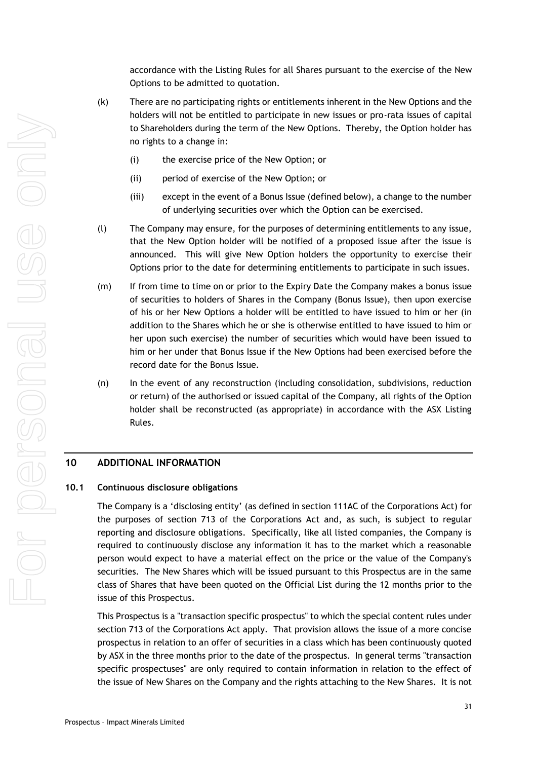accordance with the Listing Rules for all Shares pursuant to the exercise of the New Options to be admitted to quotation.

(k) There are no participating rights or entitlements inherent in the New Options and the holders will not be entitled to participate in new issues or pro-rata issues of capital to Shareholders during the term of the New Options. Thereby, the Option holder has no rights to a change in:

   (i) the exercise price of the New Option; or

   (ii) period of exercise of the New Option; or

   (iii) except in the event of a Bonus Issue (defined below), a change to the number of underlying securities over which the Option can be exercised.

(l) The Company may ensure, for the purposes of determining entitlements to any issue, that the New Option holder will be notified of a proposed issue after the issue is announced. This will give New Option holders the opportunity to exercise their Options prior to the date for determining entitlements to participate in such issues.

(m) If from time to time on or prior to the Expiry Date the Company makes a bonus issue of securities to holders of Shares in the Company (Bonus Issue), then upon exercise of his or her New Options a holder will be entitled to have issued to him or her (in addition to the Shares which he or she is otherwise entitled to have issued to him or her upon such exercise) the number of securities which would have been issued to him or her under that Bonus Issue if the New Options had been exercised before the record date for the Bonus Issue.

(n) In the event of any reconstruction (including consolidation, subdivisions, reduction or return) of the authorised or issued capital of the Company, all rights of the Option holder shall be reconstructed (as appropriate) in accordance with the ASX Listing Rules.

## 10 ADDITIONAL INFORMATION

### 10.1 Continuous disclosure obligations

The Company is a 'disclosing entity' (as defined in section 111AC of the Corporations Act) for the purposes of section 713 of the Corporations Act and, as such, is subject to regular reporting and disclosure obligations. Specifically, like all listed companies, the Company is required to continuously disclose any information it has to the market which a reasonable person would expect to have a material effect on the price or the value of the Company's securities. The New Shares which will be issued pursuant to this Prospectus are in the same class of Shares that have been quoted on the Official List during the 12 months prior to the issue of this Prospectus.

This Prospectus is a "transaction specific prospectus" to which the special content rules under section 713 of the Corporations Act apply. That provision allows the issue of a more concise prospectus in relation to an offer of securities in a class which has been continuously quoted by ASX in the three months prior to the date of the prospectus. In general terms "transaction specific prospectuses" are only required to contain information in relation to the effect of the issue of New Shares on the Company and the rights attaching to the New Shares. It is not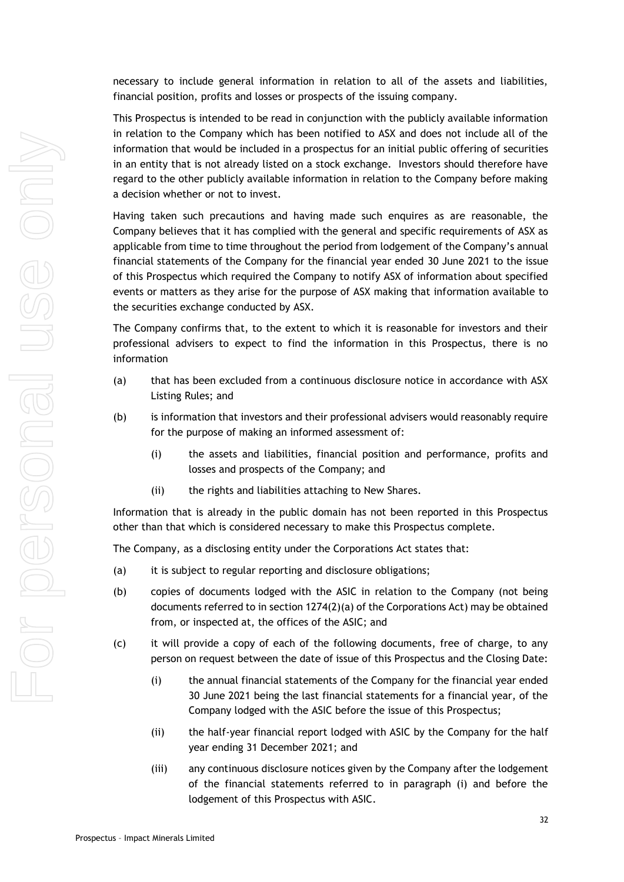necessary to include general information in relation to all of the assets and liabilities, financial position, profits and losses or prospects of the issuing company.

This Prospectus is intended to be read in conjunction with the publicly available information in relation to the Company which has been notified to ASX and does not include all of the information that would be included in a prospectus for an initial public offering of securities in an entity that is not already listed on a stock exchange. Investors should therefore have regard to the other publicly available information in relation to the Company before making a decision whether or not to invest.

Having taken such precautions and having made such enquires as are reasonable, the Company believes that it has complied with the general and specific requirements of ASX as applicable from time to time throughout the period from lodgement of the Company's annual financial statements of the Company for the financial year ended 30 June 2021 to the issue of this Prospectus which required the Company to notify ASX of information about specified events or matters as they arise for the purpose of ASX making that information available to the securities exchange conducted by ASX.

The Company confirms that, to the extent to which it is reasonable for investors and their professional advisers to expect to find the information in this Prospectus, there is no information

(a) that has been excluded from a continuous disclosure notice in accordance with ASX Listing Rules; and

(b) is information that investors and their professional advisers would reasonably require for the purpose of making an informed assessment of:

  (i) the assets and liabilities, financial position and performance, profits and losses and prospects of the Company; and

  (ii) the rights and liabilities attaching to New Shares.

Information that is already in the public domain has not been reported in this Prospectus other than that which is considered necessary to make this Prospectus complete.

The Company, as a disclosing entity under the Corporations Act states that:

(a) it is subject to regular reporting and disclosure obligations;

(b) copies of documents lodged with the ASIC in relation to the Company (not being documents referred to in section 1274(2)(a) of the Corporations Act) may be obtained from, or inspected at, the offices of the ASIC; and

(c) it will provide a copy of each of the following documents, free of charge, to any person on request between the date of issue of this Prospectus and the Closing Date:

  (i) the annual financial statements of the Company for the financial year ended 30 June 2021 being the last financial statements for a financial year, of the Company lodged with the ASIC before the issue of this Prospectus;

  (ii) the half-year financial report lodged with ASIC by the Company for the half year ending 31 December 2021; and

  (iii) any continuous disclosure notices given by the Company after the lodgement of the financial statements referred to in paragraph (i) and before the lodgement of this Prospectus with ASIC.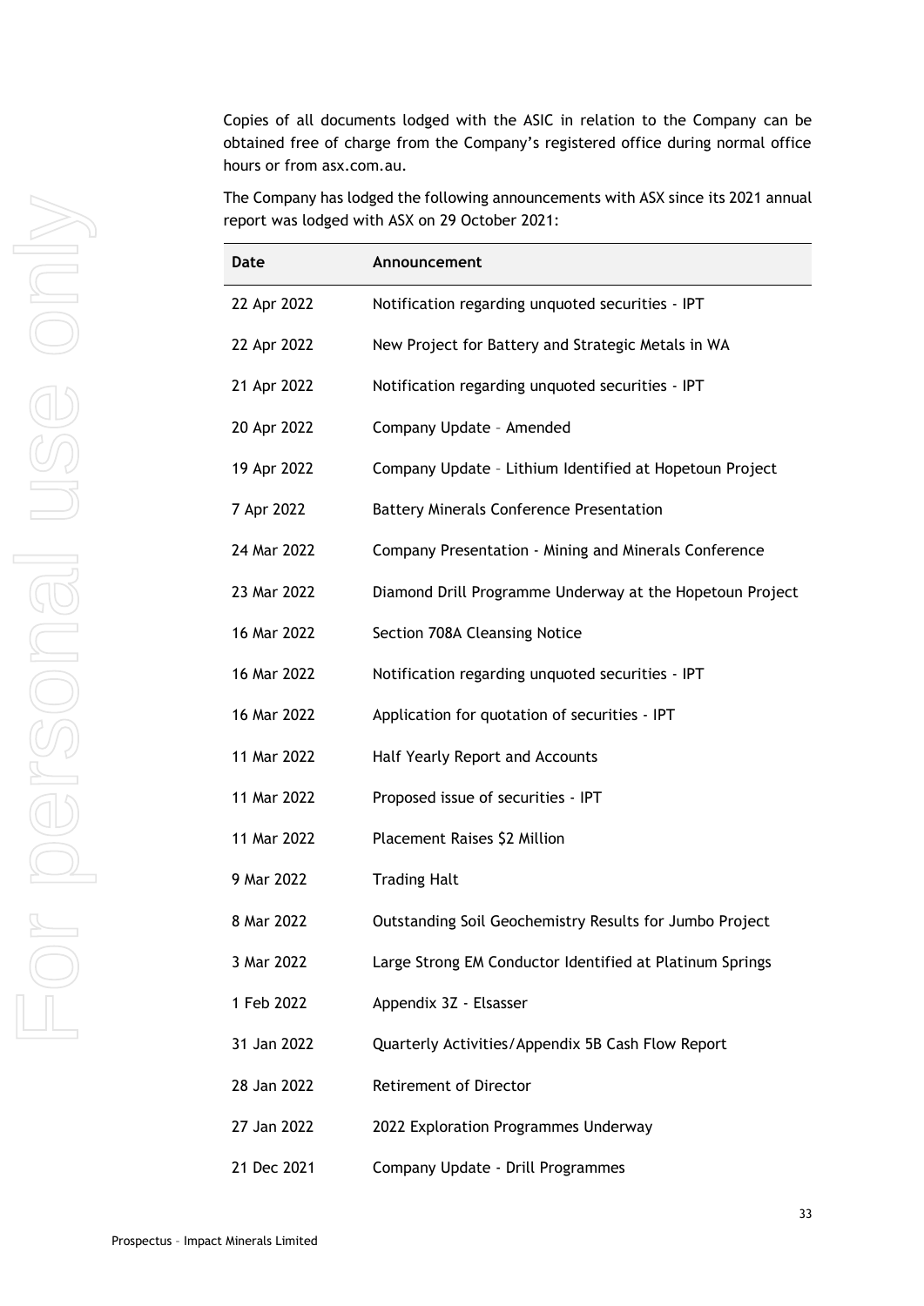Copies of all documents lodged with the ASIC in relation to the Company can be obtained free of charge from the Company's registered office during normal office hours or from asx.com.au.

The Company has lodged the following announcements with ASX since its 2021 annual report was lodged with ASX on 29 October 2021:

| Date | Announcement |
|---|---|
| 22 Apr 2022 | Notification regarding unquoted securities - IPT |
| 22 Apr 2022 | New Project for Battery and Strategic Metals in WA |
| 21 Apr 2022 | Notification regarding unquoted securities - IPT |
| 20 Apr 2022 | Company Update – Amended |
| 19 Apr 2022 | Company Update – Lithium Identified at Hopetoun Project |
| 7 Apr 2022 | Battery Minerals Conference Presentation |
| 24 Mar 2022 | Company Presentation - Mining and Minerals Conference |
| 23 Mar 2022 | Diamond Drill Programme Underway at the Hopetoun Project |
| 16 Mar 2022 | Section 708A Cleansing Notice |
| 16 Mar 2022 | Notification regarding unquoted securities - IPT |
| 16 Mar 2022 | Application for quotation of securities - IPT |
| 11 Mar 2022 | Half Yearly Report and Accounts |
| 11 Mar 2022 | Proposed issue of securities - IPT |
| 11 Mar 2022 | Placement Raises $2 Million |
| 9 Mar 2022 | Trading Halt |
| 8 Mar 2022 | Outstanding Soil Geochemistry Results for Jumbo Project |
| 3 Mar 2022 | Large Strong EM Conductor Identified at Platinum Springs |
| 1 Feb 2022 | Appendix 3Z - Elsasser |
| 31 Jan 2022 | Quarterly Activities/Appendix 5B Cash Flow Report |
| 28 Jan 2022 | Retirement of Director |
| 27 Jan 2022 | 2022 Exploration Programmes Underway |
| 21 Dec 2021 | Company Update - Drill Programmes |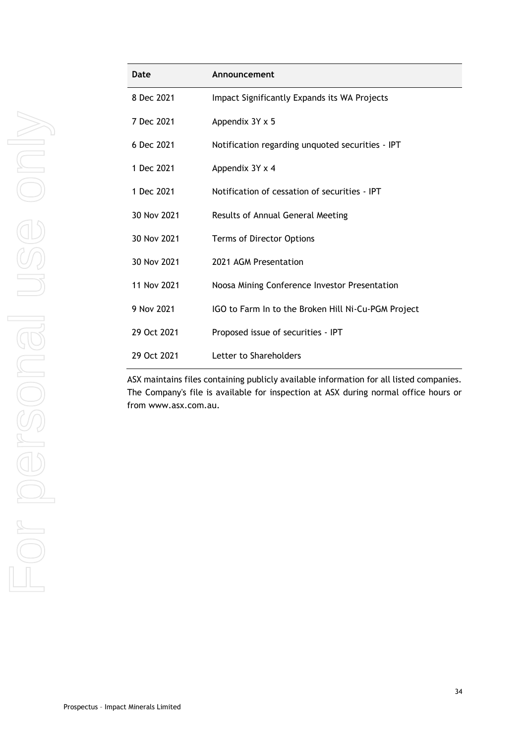| Date | Announcement |
| --- | --- |
| 8 Dec 2021 | Impact Significantly Expands its WA Projects |
| 7 Dec 2021 | Appendix 3Y x 5 |
| 6 Dec 2021 | Notification regarding unquoted securities - IPT |
| 1 Dec 2021 | Appendix 3Y x 4 |
| 1 Dec 2021 | Notification of cessation of securities - IPT |
| 30 Nov 2021 | Results of Annual General Meeting |
| 30 Nov 2021 | Terms of Director Options |
| 30 Nov 2021 | 2021 AGM Presentation |
| 11 Nov 2021 | Noosa Mining Conference Investor Presentation |
| 9 Nov 2021 | IGO to Farm In to the Broken Hill Ni-Cu-PGM Project |
| 29 Oct 2021 | Proposed issue of securities - IPT |
| 29 Oct 2021 | Letter to Shareholders |

ASX maintains files containing publicly available information for all listed companies. The Company's file is available for inspection at ASX during normal office hours or from www.asx.com.au.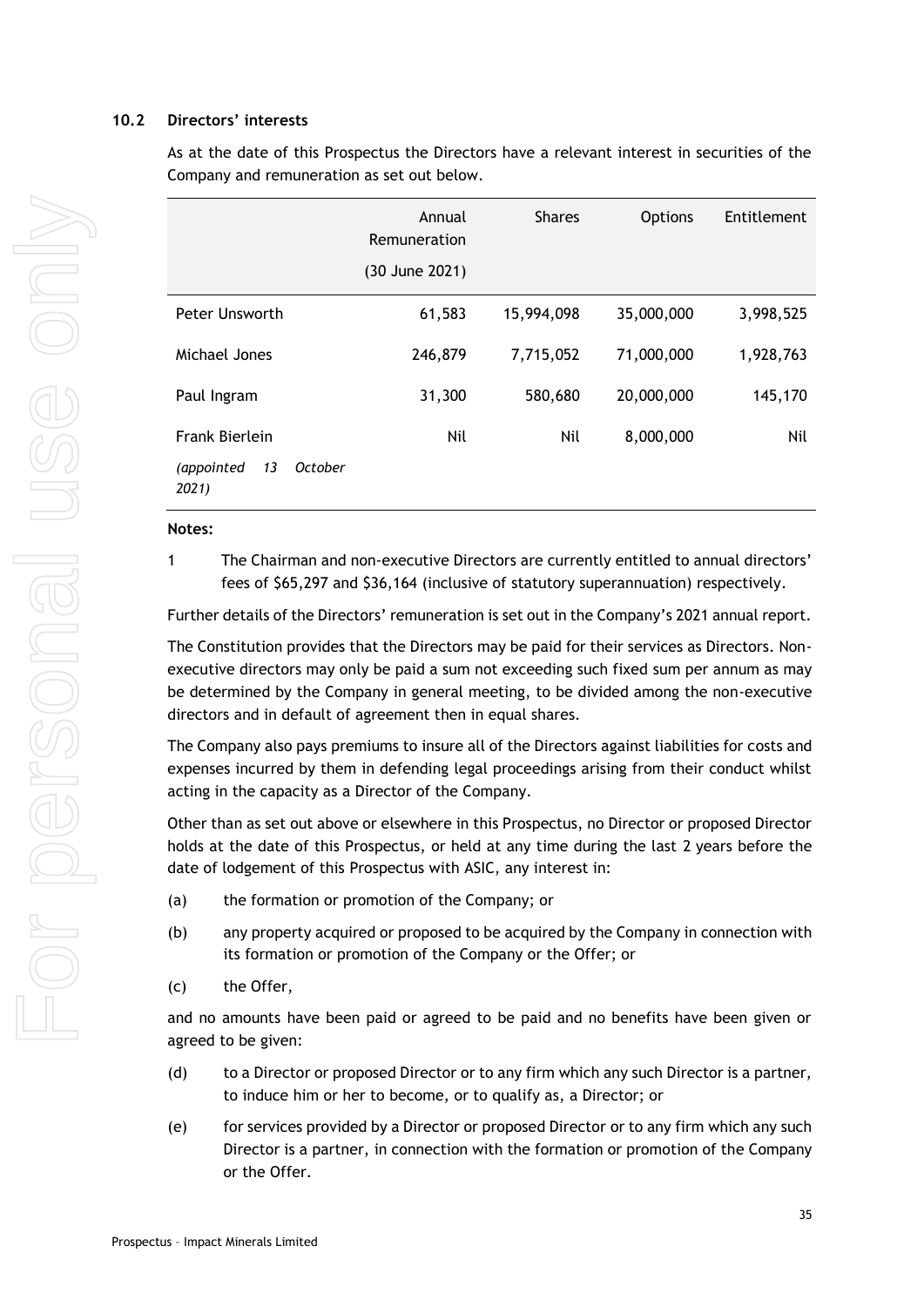## 10.2 Directors' interests

As at the date of this Prospectus the Directors have a relevant interest in securities of the Company and remuneration as set out below.

| | Annual Remuneration (30 June 2021) | Shares | Options | Entitlement |
|---|---|---|---|---|
| Peter Unsworth | 61,583 | 15,994,098 | 35,000,000 | 3,998,525 |
| Michael Jones | 246,879 | 7,715,052 | 71,000,000 | 1,928,763 |
| Paul Ingram | 31,300 | 580,680 | 20,000,000 | 145,170 |
| Frank Bierlein *(appointed 13 October 2021)* | Nil | Nil | 8,000,000 | Nil |

**Notes:**

1 The Chairman and non-executive Directors are currently entitled to annual directors' fees of $65,297 and $36,164 (inclusive of statutory superannuation) respectively.

Further details of the Directors' remuneration is set out in the Company's 2021 annual report.

The Constitution provides that the Directors may be paid for their services as Directors. Non-executive directors may only be paid a sum not exceeding such fixed sum per annum as may be determined by the Company in general meeting, to be divided among the non-executive directors and in default of agreement then in equal shares.

The Company also pays premiums to insure all of the Directors against liabilities for costs and expenses incurred by them in defending legal proceedings arising from their conduct whilst acting in the capacity as a Director of the Company.

Other than as set out above or elsewhere in this Prospectus, no Director or proposed Director holds at the date of this Prospectus, or held at any time during the last 2 years before the date of lodgement of this Prospectus with ASIC, any interest in:

(a) the formation or promotion of the Company; or

(b) any property acquired or proposed to be acquired by the Company in connection with its formation or promotion of the Company or the Offer; or

(c) the Offer,

and no amounts have been paid or agreed to be paid and no benefits have been given or agreed to be given:

(d) to a Director or proposed Director or to any firm which any such Director is a partner, to induce him or her to become, or to qualify as, a Director; or

(e) for services provided by a Director or proposed Director or to any firm which any such Director is a partner, in connection with the formation or promotion of the Company or the Offer.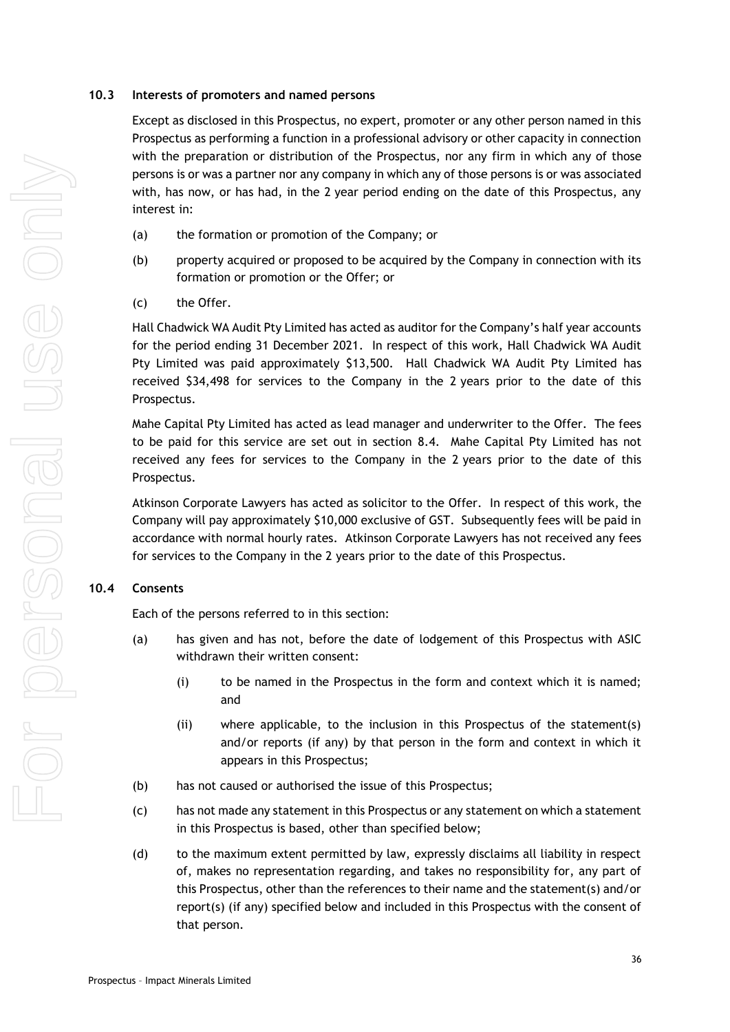### 10.3 Interests of promoters and named persons

Except as disclosed in this Prospectus, no expert, promoter or any other person named in this Prospectus as performing a function in a professional advisory or other capacity in connection with the preparation or distribution of the Prospectus, nor any firm in which any of those persons is or was a partner nor any company in which any of those persons is or was associated with, has now, or has had, in the 2 year period ending on the date of this Prospectus, any interest in:

(a) the formation or promotion of the Company; or

(b) property acquired or proposed to be acquired by the Company in connection with its formation or promotion or the Offer; or

(c) the Offer.

Hall Chadwick WA Audit Pty Limited has acted as auditor for the Company's half year accounts for the period ending 31 December 2021. In respect of this work, Hall Chadwick WA Audit Pty Limited was paid approximately $13,500. Hall Chadwick WA Audit Pty Limited has received $34,498 for services to the Company in the 2 years prior to the date of this Prospectus.

Mahe Capital Pty Limited has acted as lead manager and underwriter to the Offer. The fees to be paid for this service are set out in section 8.4. Mahe Capital Pty Limited has not received any fees for services to the Company in the 2 years prior to the date of this Prospectus.

Atkinson Corporate Lawyers has acted as solicitor to the Offer. In respect of this work, the Company will pay approximately $10,000 exclusive of GST. Subsequently fees will be paid in accordance with normal hourly rates. Atkinson Corporate Lawyers has not received any fees for services to the Company in the 2 years prior to the date of this Prospectus.

### 10.4 Consents

Each of the persons referred to in this section:

(a) has given and has not, before the date of lodgement of this Prospectus with ASIC withdrawn their written consent:

  (i) to be named in the Prospectus in the form and context which it is named; and

  (ii) where applicable, to the inclusion in this Prospectus of the statement(s) and/or reports (if any) by that person in the form and context in which it appears in this Prospectus;

(b) has not caused or authorised the issue of this Prospectus;

(c) has not made any statement in this Prospectus or any statement on which a statement in this Prospectus is based, other than specified below;

(d) to the maximum extent permitted by law, expressly disclaims all liability in respect of, makes no representation regarding, and takes no responsibility for, any part of this Prospectus, other than the references to their name and the statement(s) and/or report(s) (if any) specified below and included in this Prospectus with the consent of that person.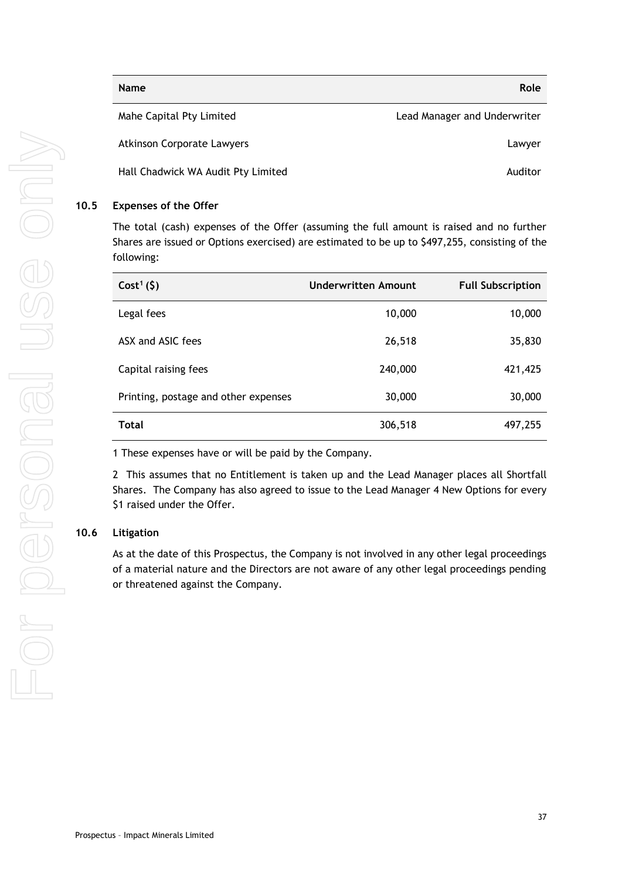| Name | Role |
| --- | --- |
| Mahe Capital Pty Limited | Lead Manager and Underwriter |
| Atkinson Corporate Lawyers | Lawyer |
| Hall Chadwick WA Audit Pty Limited | Auditor |

## 10.5 Expenses of the Offer

The total (cash) expenses of the Offer (assuming the full amount is raised and no further Shares are issued or Options exercised) are estimated to be up to $497,255, consisting of the following:

| Cost[1] ($) | Underwritten Amount | Full Subscription |
| --- | --- | --- |
| Legal fees | 10,000 | 10,000 |
| ASX and ASIC fees | 26,518 | 35,830 |
| Capital raising fees | 240,000 | 421,425 |
| Printing, postage and other expenses | 30,000 | 30,000 |
| **Total** | 306,518 | 497,255 |

1 These expenses have or will be paid by the Company.

2 This assumes that no Entitlement is taken up and the Lead Manager places all Shortfall Shares. The Company has also agreed to issue to the Lead Manager 4 New Options for every $1 raised under the Offer.

## 10.6 Litigation

As at the date of this Prospectus, the Company is not involved in any other legal proceedings of a material nature and the Directors are not aware of any other legal proceedings pending or threatened against the Company.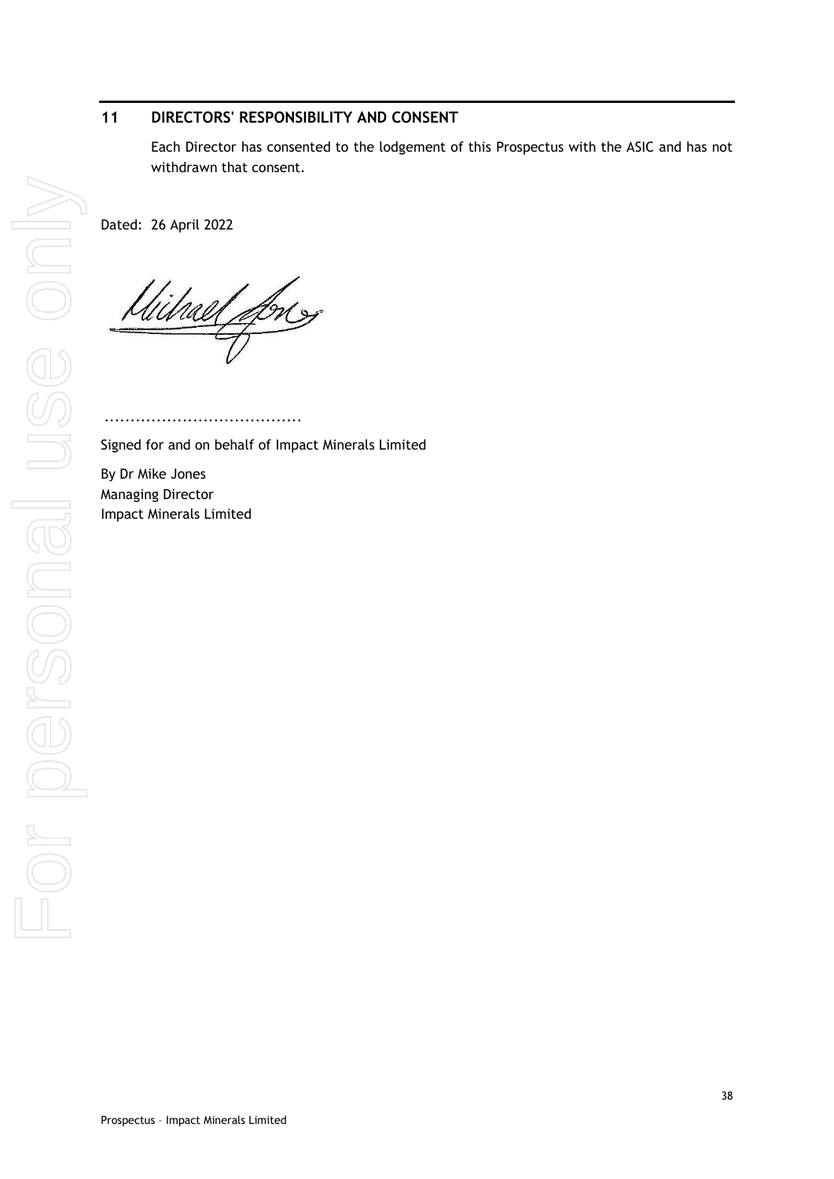## 11 DIRECTORS' RESPONSIBILITY AND CONSENT

Each Director has consented to the lodgement of this Prospectus with the ASIC and has not withdrawn that consent.

Dated: 26 April 2022

......................................

Signed for and on behalf of Impact Minerals Limited

By Dr Mike Jones
Managing Director
Impact Minerals Limited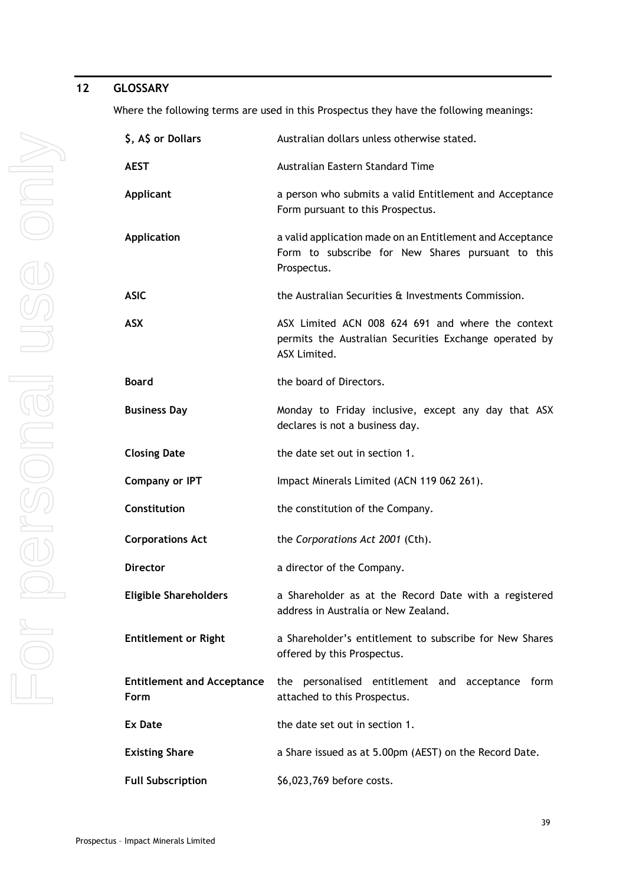## 12 GLOSSARY

Where the following terms are used in this Prospectus they have the following meanings:

| | |
|---|---|
| **$, A$ or Dollars** | Australian dollars unless otherwise stated. |
| **AEST** | Australian Eastern Standard Time |
| **Applicant** | a person who submits a valid Entitlement and Acceptance Form pursuant to this Prospectus. |
| **Application** | a valid application made on an Entitlement and Acceptance Form to subscribe for New Shares pursuant to this Prospectus. |
| **ASIC** | the Australian Securities & Investments Commission. |
| **ASX** | ASX Limited ACN 008 624 691 and where the context permits the Australian Securities Exchange operated by ASX Limited. |
| **Board** | the board of Directors. |
| **Business Day** | Monday to Friday inclusive, except any day that ASX declares is not a business day. |
| **Closing Date** | the date set out in section 1. |
| **Company or IPT** | Impact Minerals Limited (ACN 119 062 261). |
| **Constitution** | the constitution of the Company. |
| **Corporations Act** | the *Corporations Act 2001* (Cth). |
| **Director** | a director of the Company. |
| **Eligible Shareholders** | a Shareholder as at the Record Date with a registered address in Australia or New Zealand. |
| **Entitlement or Right** | a Shareholder's entitlement to subscribe for New Shares offered by this Prospectus. |
| **Entitlement and Acceptance Form** | the personalised entitlement and acceptance form attached to this Prospectus. |
| **Ex Date** | the date set out in section 1. |
| **Existing Share** | a Share issued as at 5.00pm (AEST) on the Record Date. |
| **Full Subscription** | $6,023,769 before costs. |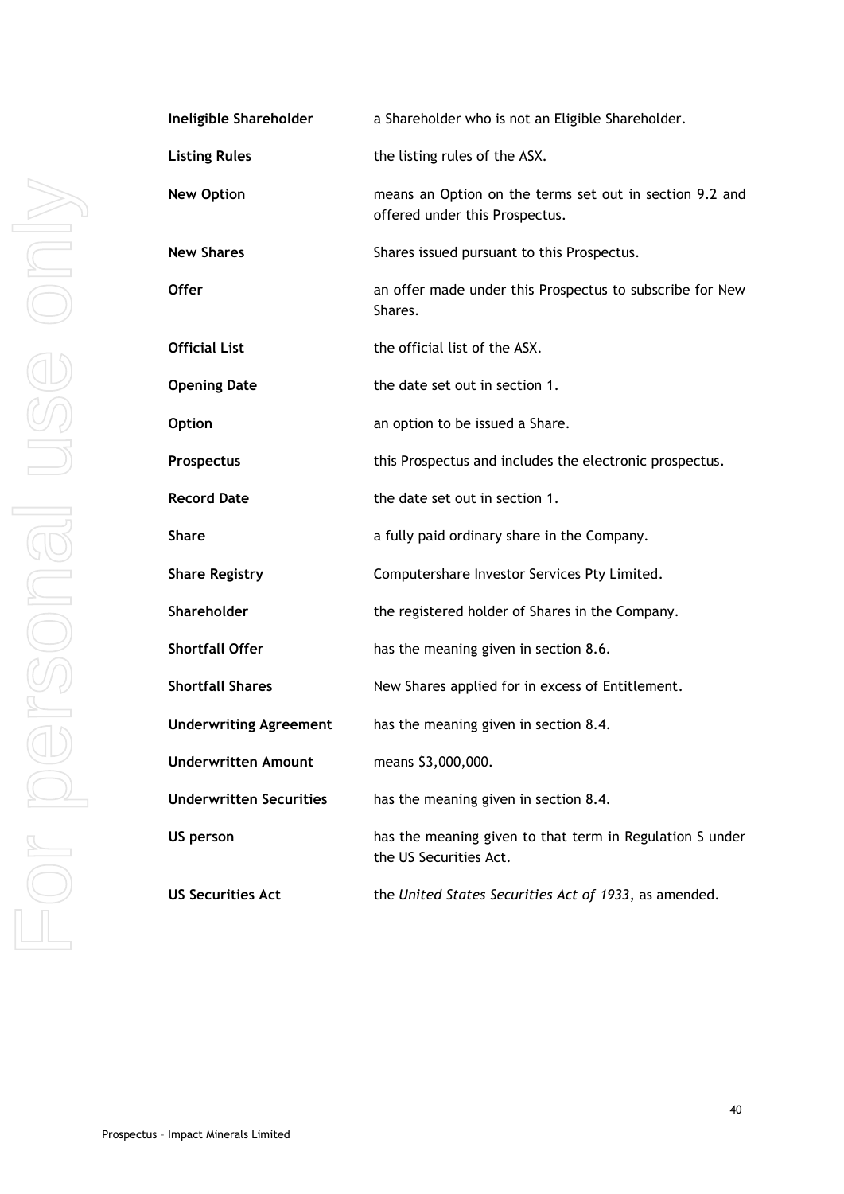| | |
|---|---|
| **Ineligible Shareholder** | a Shareholder who is not an Eligible Shareholder. |
| **Listing Rules** | the listing rules of the ASX. |
| **New Option** | means an Option on the terms set out in section 9.2 and offered under this Prospectus. |
| **New Shares** | Shares issued pursuant to this Prospectus. |
| **Offer** | an offer made under this Prospectus to subscribe for New Shares. |
| **Official List** | the official list of the ASX. |
| **Opening Date** | the date set out in section 1. |
| **Option** | an option to be issued a Share. |
| **Prospectus** | this Prospectus and includes the electronic prospectus. |
| **Record Date** | the date set out in section 1. |
| **Share** | a fully paid ordinary share in the Company. |
| **Share Registry** | Computershare Investor Services Pty Limited. |
| **Shareholder** | the registered holder of Shares in the Company. |
| **Shortfall Offer** | has the meaning given in section 8.6. |
| **Shortfall Shares** | New Shares applied for in excess of Entitlement. |
| **Underwriting Agreement** | has the meaning given in section 8.4. |
| **Underwritten Amount** | means $3,000,000. |
| **Underwritten Securities** | has the meaning given in section 8.4. |
| **US person** | has the meaning given to that term in Regulation S under the US Securities Act. |
| **US Securities Act** | the *United States Securities Act of 1933*, as amended. |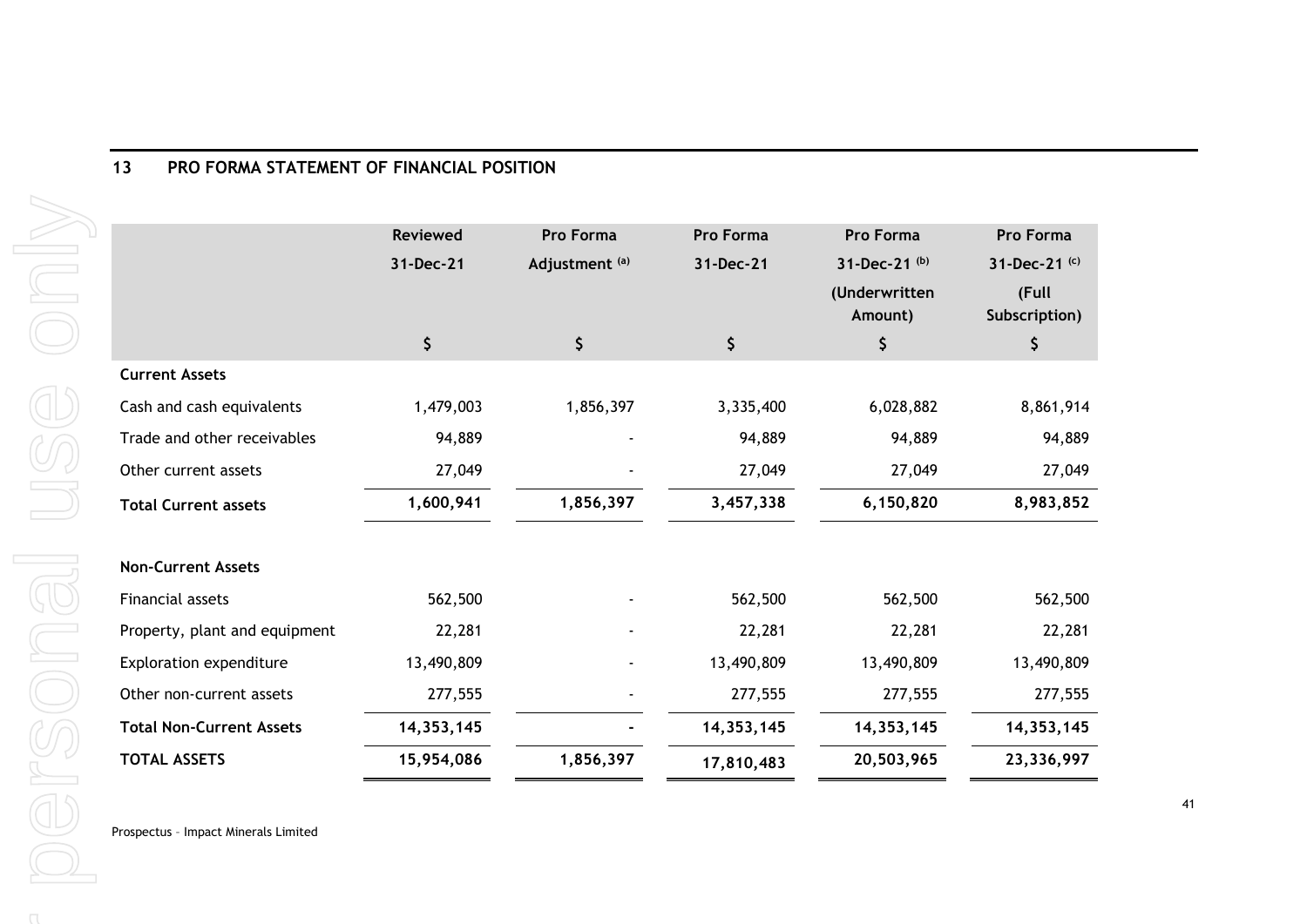## 13 PRO FORMA STATEMENT OF FINANCIAL POSITION

| | Reviewed 31-Dec-21 | Pro Forma Adjustment [(a)] | Pro Forma 31-Dec-21 | Pro Forma 31-Dec-21 [(b)] (Underwritten Amount) | Pro Forma 31-Dec-21 [(c)] (Full Subscription) |
|---|---|---|---|---|---|
| | $ | $ | $ | $ | $ |
| **Current Assets** | | | | | |
| Cash and cash equivalents | 1,479,003 | 1,856,397 | 3,335,400 | 6,028,882 | 8,861,914 |
| Trade and other receivables | 94,889 | - | 94,889 | 94,889 | 94,889 |
| Other current assets | 27,049 | - | 27,049 | 27,049 | 27,049 |
| **Total Current assets** | **1,600,941** | **1,856,397** | **3,457,338** | **6,150,820** | **8,983,852** |
| | | | | | |
| **Non-Current Assets** | | | | | |
| Financial assets | 562,500 | - | 562,500 | 562,500 | 562,500 |
| Property, plant and equipment | 22,281 | - | 22,281 | 22,281 | 22,281 |
| Exploration expenditure | 13,490,809 | - | 13,490,809 | 13,490,809 | 13,490,809 |
| Other non-current assets | 277,555 | - | 277,555 | 277,555 | 277,555 |
| **Total Non-Current Assets** | **14,353,145** | **-** | **14,353,145** | **14,353,145** | **14,353,145** |
| **TOTAL ASSETS** | **15,954,086** | **1,856,397** | **17,810,483** | **20,503,965** | **23,336,997** |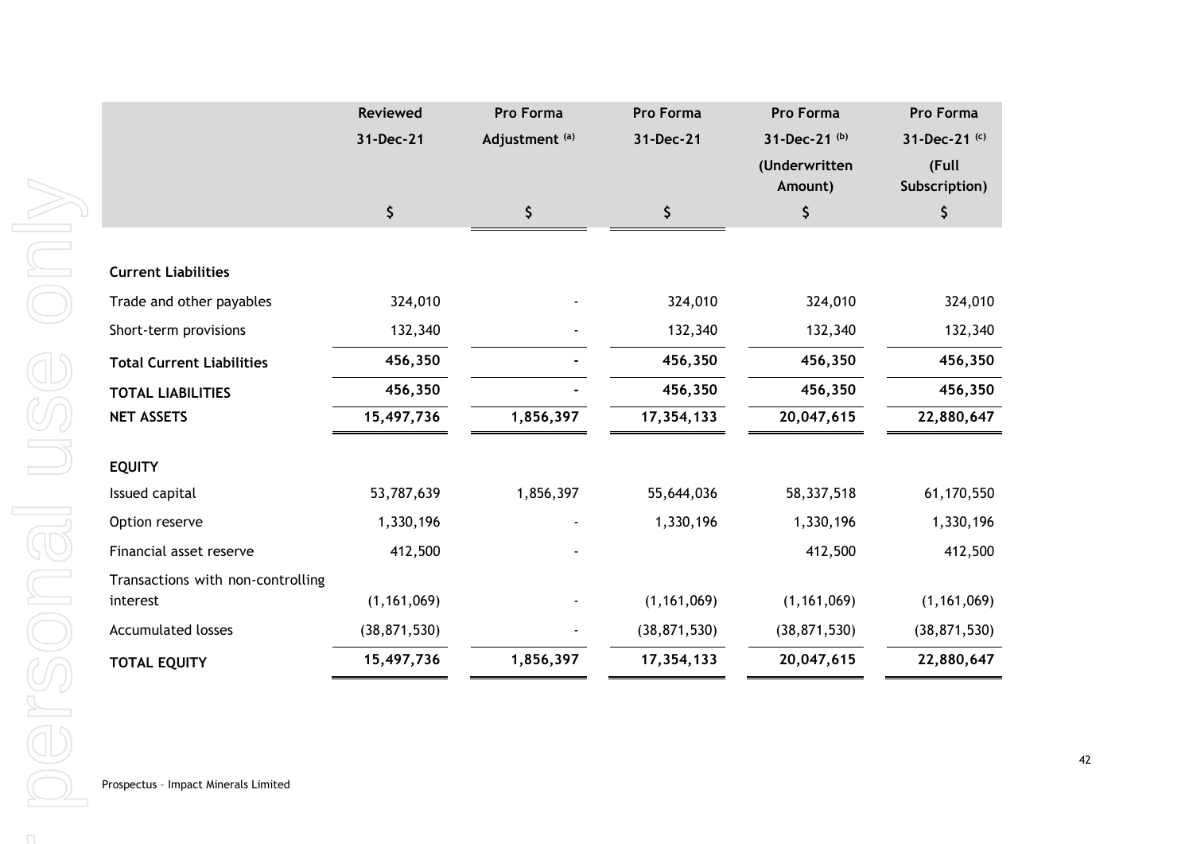| | Reviewed 31-Dec-21 $ | Pro Forma Adjustment [(a)] $ | Pro Forma 31-Dec-21 $ | Pro Forma 31-Dec-21 [(b)] (Underwritten Amount) $ | Pro Forma 31-Dec-21 [(c)] (Full Subscription) $ |
|---|---|---|---|---|---|
| **Current Liabilities** | | | | | |
| Trade and other payables | 324,010 | - | 324,010 | 324,010 | 324,010 |
| Short-term provisions | 132,340 | - | 132,340 | 132,340 | 132,340 |
| **Total Current Liabilities** | **456,350** | **-** | **456,350** | **456,350** | **456,350** |
| **TOTAL LIABILITIES** | **456,350** | **-** | **456,350** | **456,350** | **456,350** |
| **NET ASSETS** | **15,497,736** | **1,856,397** | **17,354,133** | **20,047,615** | **22,880,647** |
| **EQUITY** | | | | | |
| Issued capital | 53,787,639 | 1,856,397 | 55,644,036 | 58,337,518 | 61,170,550 |
| Option reserve | 1,330,196 | - | 1,330,196 | 1,330,196 | 1,330,196 |
| Financial asset reserve | 412,500 | - | | 412,500 | 412,500 |
| Transactions with non-controlling interest | (1,161,069) | - | (1,161,069) | (1,161,069) | (1,161,069) |
| Accumulated losses | (38,871,530) | - | (38,871,530) | (38,871,530) | (38,871,530) |
| **TOTAL EQUITY** | **15,497,736** | **1,856,397** | **17,354,133** | **20,047,615** | **22,880,647** |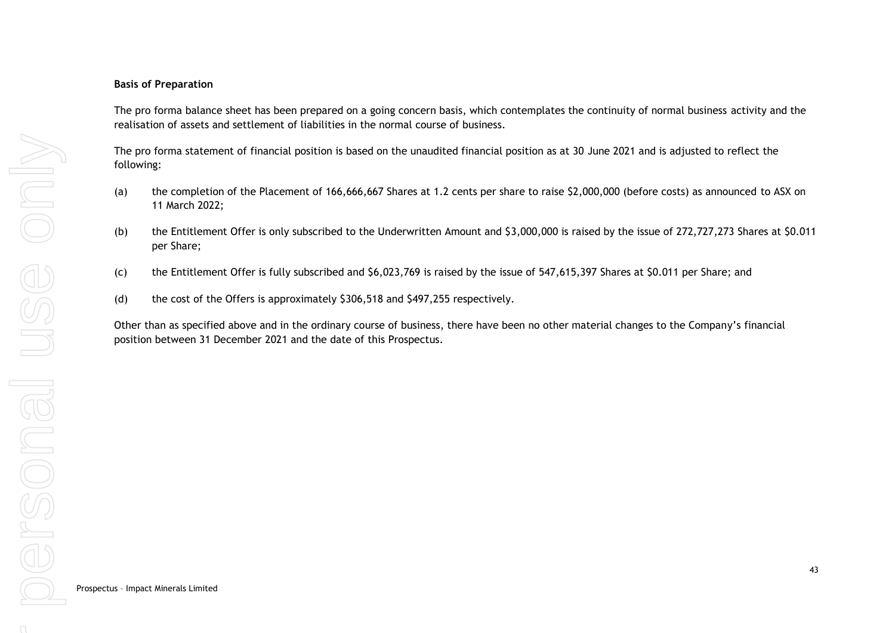**Basis of Preparation**

The pro forma balance sheet has been prepared on a going concern basis, which contemplates the continuity of normal business activity and the realisation of assets and settlement of liabilities in the normal course of business.

The pro forma statement of financial position is based on the unaudited financial position as at 30 June 2021 and is adjusted to reflect the following:

(a) the completion of the Placement of 166,666,667 Shares at 1.2 cents per share to raise $2,000,000 (before costs) as announced to ASX on 11 March 2022;

(b) the Entitlement Offer is only subscribed to the Underwritten Amount and $3,000,000 is raised by the issue of 272,727,273 Shares at $0.011 per Share;

(c) the Entitlement Offer is fully subscribed and $6,023,769 is raised by the issue of 547,615,397 Shares at $0.011 per Share; and

(d) the cost of the Offers is approximately $306,518 and $497,255 respectively.

Other than as specified above and in the ordinary course of business, there have been no other material changes to the Company's financial position between 31 December 2021 and the date of this Prospectus.